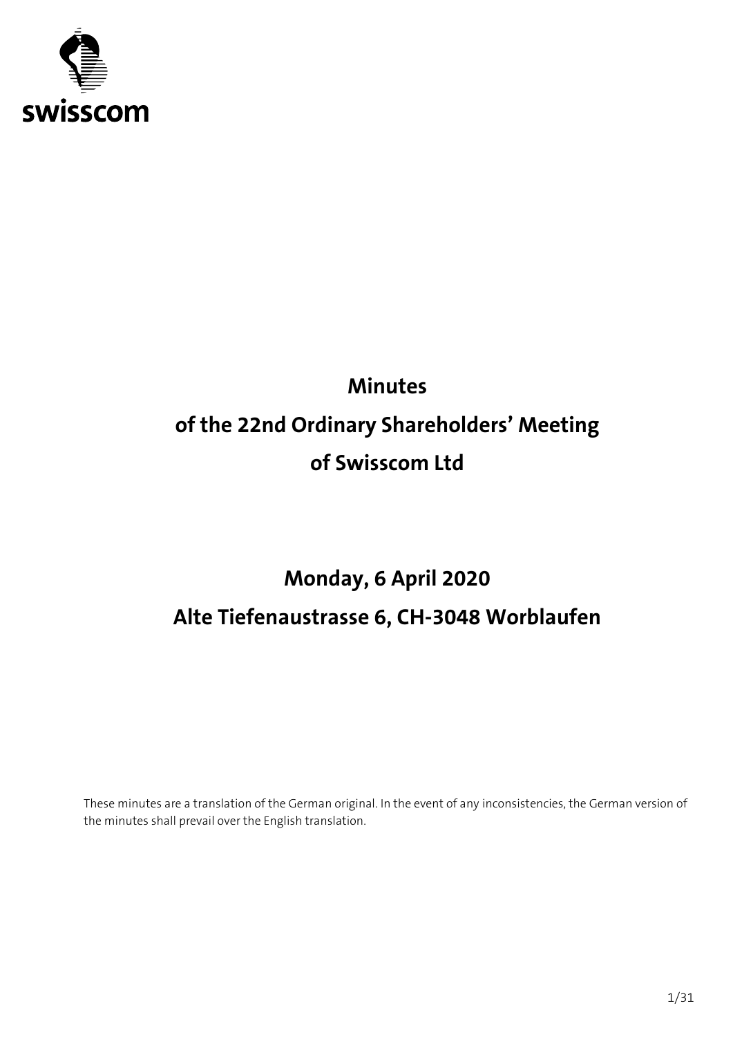# Minutes
# of the 22nd Ordinary Shareholders' Meeting
# of Swisscom Ltd

## Monday, 6 April 2020
## Alte Tiefenaustrasse 6, CH-3048 Worblaufen

These minutes are a translation of the German original. In the event of any inconsistencies, the German version of the minutes shall prevail over the English translation.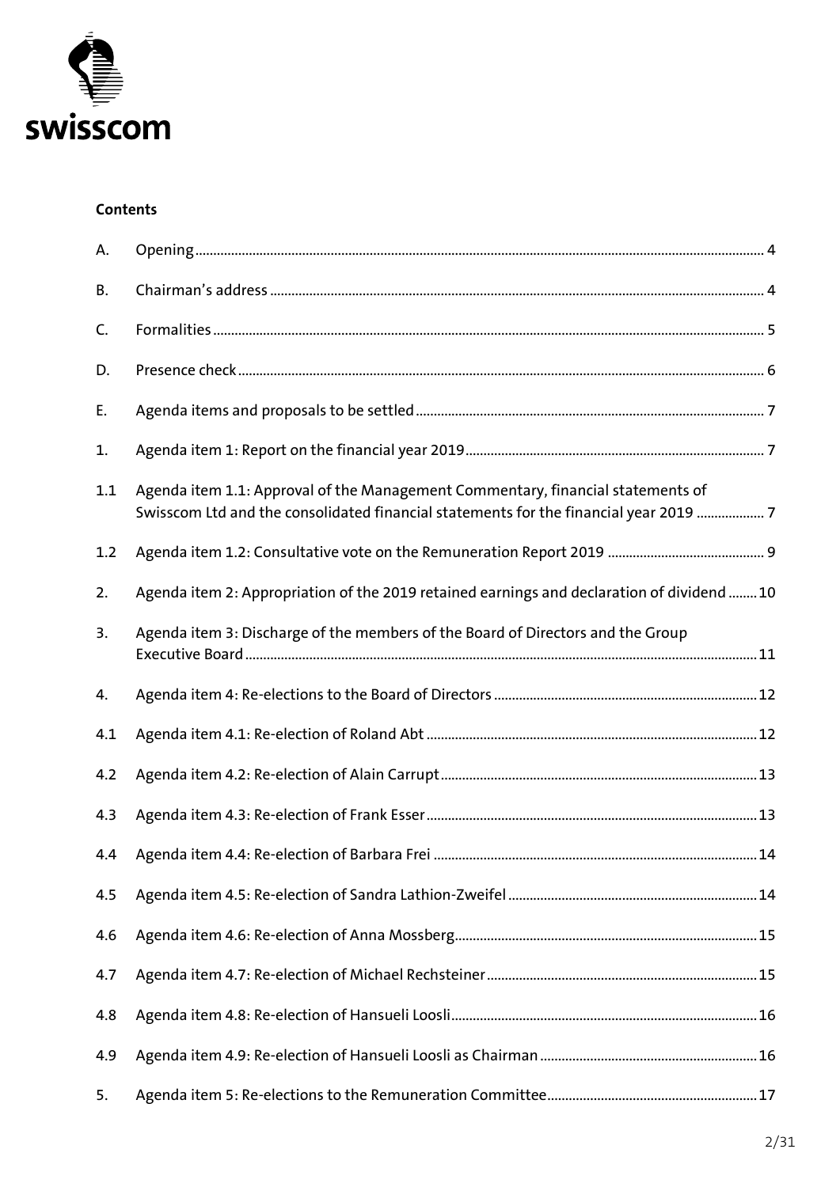swisscom

**Contents**

| | | |
|---|---|---|
| A. | Opening | 4 |
| B. | Chairman's address | 4 |
| C. | Formalities | 5 |
| D. | Presence check | 6 |
| E. | Agenda items and proposals to be settled | 7 |
| 1. | Agenda item 1: Report on the financial year 2019 | 7 |
| 1.1 | Agenda item 1.1: Approval of the Management Commentary, financial statements of Swisscom Ltd and the consolidated financial statements for the financial year 2019 | 7 |
| 1.2 | Agenda item 1.2: Consultative vote on the Remuneration Report 2019 | 9 |
| 2. | Agenda item 2: Appropriation of the 2019 retained earnings and declaration of dividend | 10 |
| 3. | Agenda item 3: Discharge of the members of the Board of Directors and the Group Executive Board | 11 |
| 4. | Agenda item 4: Re-elections to the Board of Directors | 12 |
| 4.1 | Agenda item 4.1: Re-election of Roland Abt | 12 |
| 4.2 | Agenda item 4.2: Re-election of Alain Carrupt | 13 |
| 4.3 | Agenda item 4.3: Re-election of Frank Esser | 13 |
| 4.4 | Agenda item 4.4: Re-election of Barbara Frei | 14 |
| 4.5 | Agenda item 4.5: Re-election of Sandra Lathion-Zweifel | 14 |
| 4.6 | Agenda item 4.6: Re-election of Anna Mossberg | 15 |
| 4.7 | Agenda item 4.7: Re-election of Michael Rechsteiner | 15 |
| 4.8 | Agenda item 4.8: Re-election of Hansueli Loosli | 16 |
| 4.9 | Agenda item 4.9: Re-election of Hansueli Loosli as Chairman | 16 |
| 5. | Agenda item 5: Re-elections to the Remuneration Committee | 17 |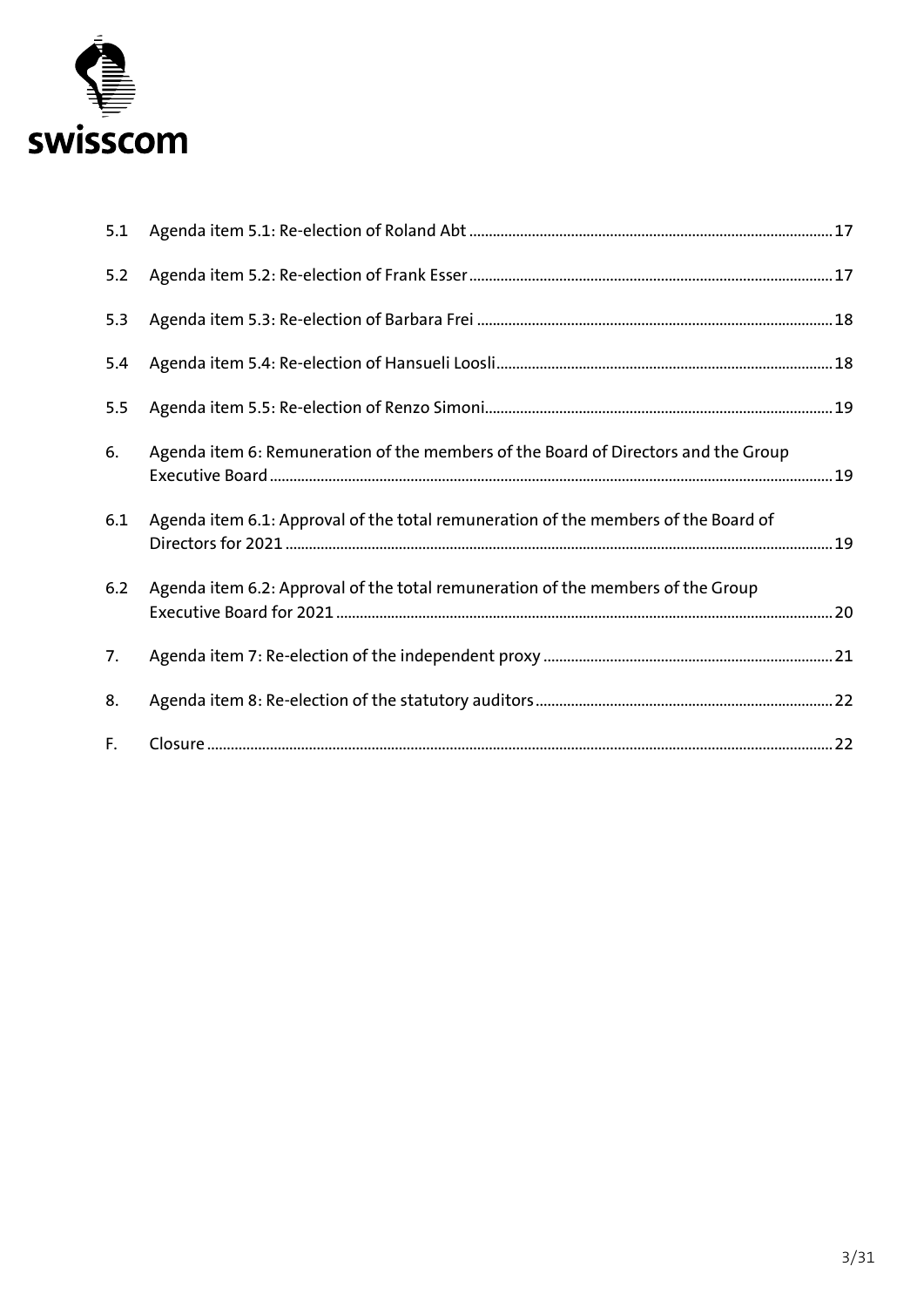| | | |
|---|---|---|
| 5.1 | Agenda item 5.1: Re-election of Roland Abt | 17 |
| 5.2 | Agenda item 5.2: Re-election of Frank Esser | 17 |
| 5.3 | Agenda item 5.3: Re-election of Barbara Frei | 18 |
| 5.4 | Agenda item 5.4: Re-election of Hansueli Loosli | 18 |
| 5.5 | Agenda item 5.5: Re-election of Renzo Simoni | 19 |
| 6. | Agenda item 6: Remuneration of the members of the Board of Directors and the Group Executive Board | 19 |
| 6.1 | Agenda item 6.1: Approval of the total remuneration of the members of the Board of Directors for 2021 | 19 |
| 6.2 | Agenda item 6.2: Approval of the total remuneration of the members of the Group Executive Board for 2021 | 20 |
| 7. | Agenda item 7: Re-election of the independent proxy | 21 |
| 8. | Agenda item 8: Re-election of the statutory auditors | 22 |
| F. | Closure | 22 |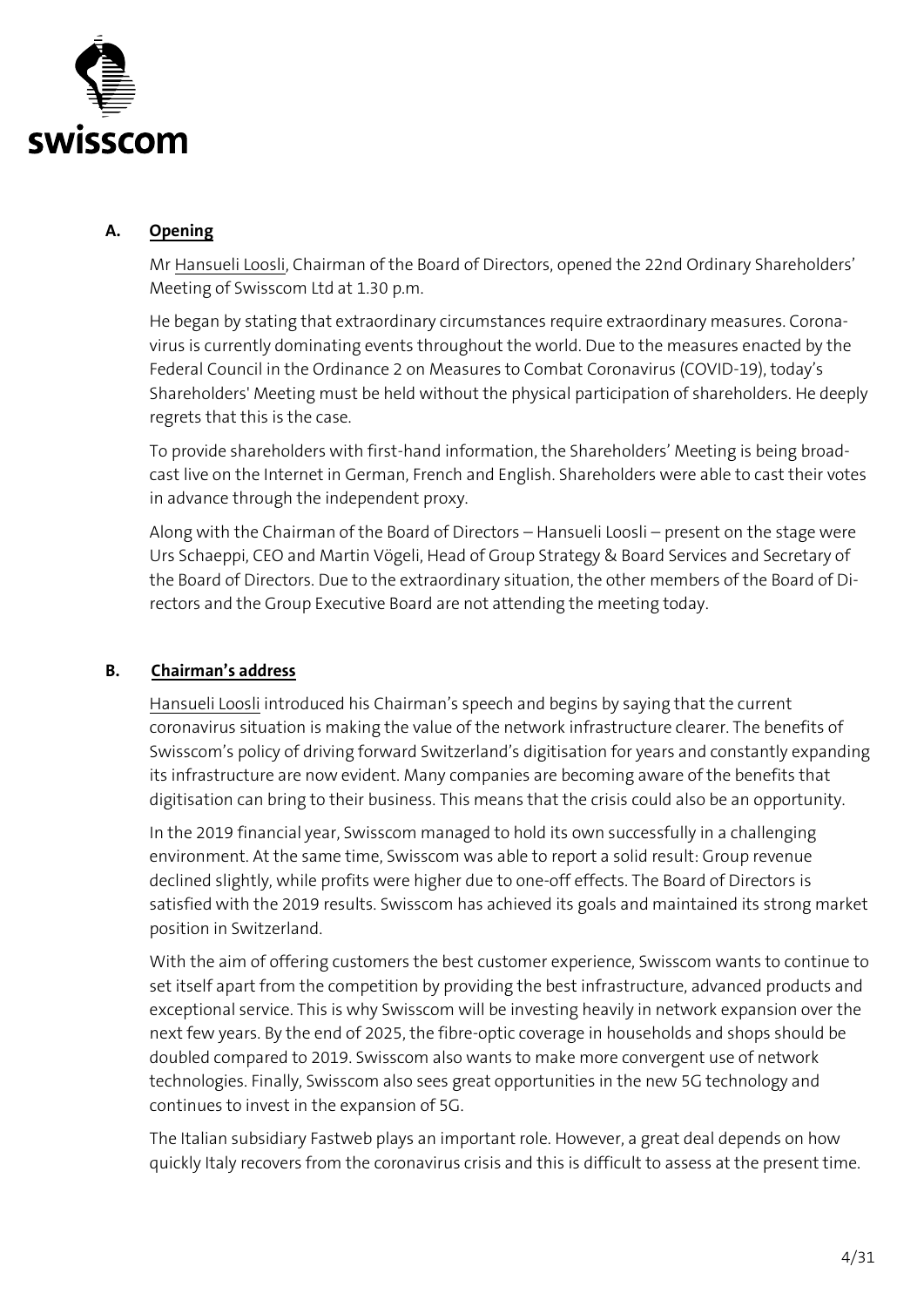## A. Opening

Mr Hansueli Loosli, Chairman of the Board of Directors, opened the 22nd Ordinary Shareholders' Meeting of Swisscom Ltd at 1.30 p.m.

He began by stating that extraordinary circumstances require extraordinary measures. Coronavirus is currently dominating events throughout the world. Due to the measures enacted by the Federal Council in the Ordinance 2 on Measures to Combat Coronavirus (COVID-19), today's Shareholders' Meeting must be held without the physical participation of shareholders. He deeply regrets that this is the case.

To provide shareholders with first-hand information, the Shareholders' Meeting is being broadcast live on the Internet in German, French and English. Shareholders were able to cast their votes in advance through the independent proxy.

Along with the Chairman of the Board of Directors – Hansueli Loosli – present on the stage were Urs Schaeppi, CEO and Martin Vögeli, Head of Group Strategy & Board Services and Secretary of the Board of Directors. Due to the extraordinary situation, the other members of the Board of Directors and the Group Executive Board are not attending the meeting today.

## B. Chairman's address

Hansueli Loosli introduced his Chairman's speech and begins by saying that the current coronavirus situation is making the value of the network infrastructure clearer. The benefits of Swisscom's policy of driving forward Switzerland's digitisation for years and constantly expanding its infrastructure are now evident. Many companies are becoming aware of the benefits that digitisation can bring to their business. This means that the crisis could also be an opportunity.

In the 2019 financial year, Swisscom managed to hold its own successfully in a challenging environment. At the same time, Swisscom was able to report a solid result: Group revenue declined slightly, while profits were higher due to one-off effects. The Board of Directors is satisfied with the 2019 results. Swisscom has achieved its goals and maintained its strong market position in Switzerland.

With the aim of offering customers the best customer experience, Swisscom wants to continue to set itself apart from the competition by providing the best infrastructure, advanced products and exceptional service. This is why Swisscom will be investing heavily in network expansion over the next few years. By the end of 2025, the fibre-optic coverage in households and shops should be doubled compared to 2019. Swisscom also wants to make more convergent use of network technologies. Finally, Swisscom also sees great opportunities in the new 5G technology and continues to invest in the expansion of 5G.

The Italian subsidiary Fastweb plays an important role. However, a great deal depends on how quickly Italy recovers from the coronavirus crisis and this is difficult to assess at the present time.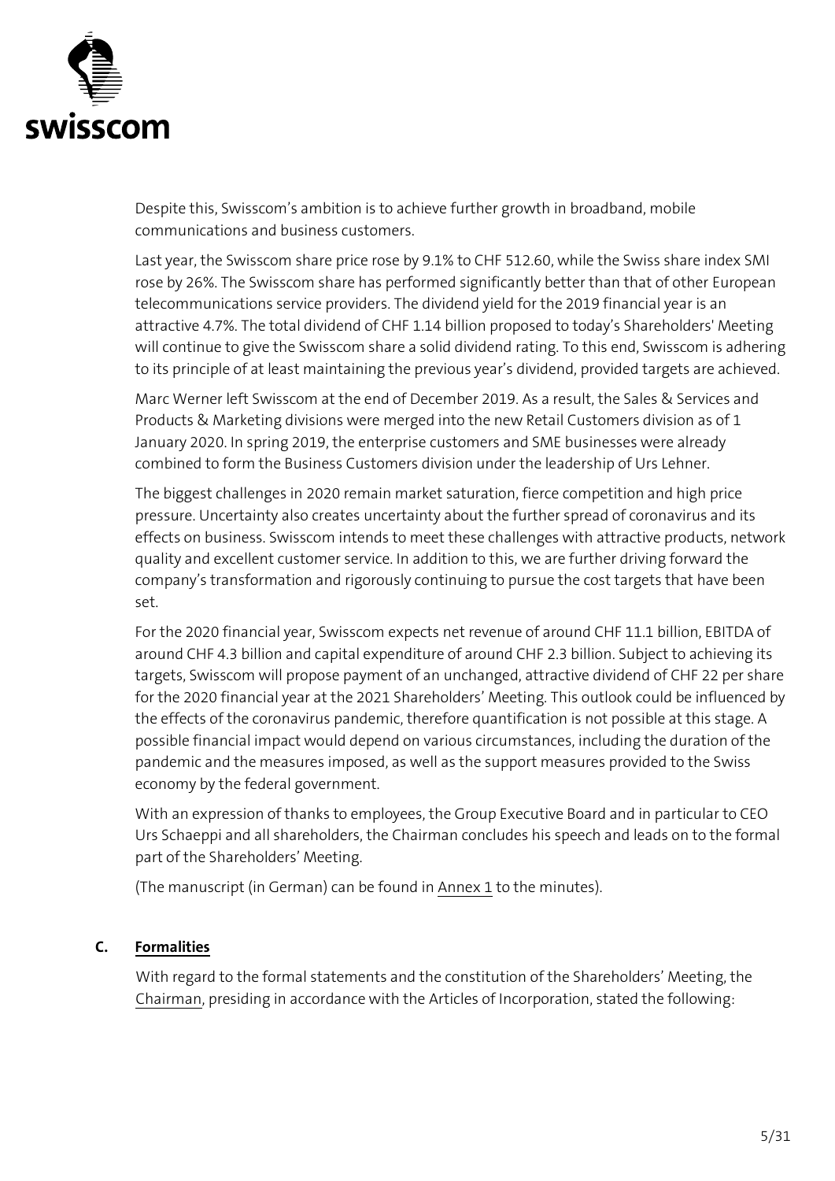Despite this, Swisscom's ambition is to achieve further growth in broadband, mobile communications and business customers.

Last year, the Swisscom share price rose by 9.1% to CHF 512.60, while the Swiss share index SMI rose by 26%. The Swisscom share has performed significantly better than that of other European telecommunications service providers. The dividend yield for the 2019 financial year is an attractive 4.7%. The total dividend of CHF 1.14 billion proposed to today's Shareholders' Meeting will continue to give the Swisscom share a solid dividend rating. To this end, Swisscom is adhering to its principle of at least maintaining the previous year's dividend, provided targets are achieved.

Marc Werner left Swisscom at the end of December 2019. As a result, the Sales & Services and Products & Marketing divisions were merged into the new Retail Customers division as of 1 January 2020. In spring 2019, the enterprise customers and SME businesses were already combined to form the Business Customers division under the leadership of Urs Lehner.

The biggest challenges in 2020 remain market saturation, fierce competition and high price pressure. Uncertainty also creates uncertainty about the further spread of coronavirus and its effects on business. Swisscom intends to meet these challenges with attractive products, network quality and excellent customer service. In addition to this, we are further driving forward the company's transformation and rigorously continuing to pursue the cost targets that have been set.

For the 2020 financial year, Swisscom expects net revenue of around CHF 11.1 billion, EBITDA of around CHF 4.3 billion and capital expenditure of around CHF 2.3 billion. Subject to achieving its targets, Swisscom will propose payment of an unchanged, attractive dividend of CHF 22 per share for the 2020 financial year at the 2021 Shareholders' Meeting. This outlook could be influenced by the effects of the coronavirus pandemic, therefore quantification is not possible at this stage. A possible financial impact would depend on various circumstances, including the duration of the pandemic and the measures imposed, as well as the support measures provided to the Swiss economy by the federal government.

With an expression of thanks to employees, the Group Executive Board and in particular to CEO Urs Schaeppi and all shareholders, the Chairman concludes his speech and leads on to the formal part of the Shareholders' Meeting.

(The manuscript (in German) can be found in Annex 1 to the minutes).

## C. Formalities

With regard to the formal statements and the constitution of the Shareholders' Meeting, the Chairman, presiding in accordance with the Articles of Incorporation, stated the following: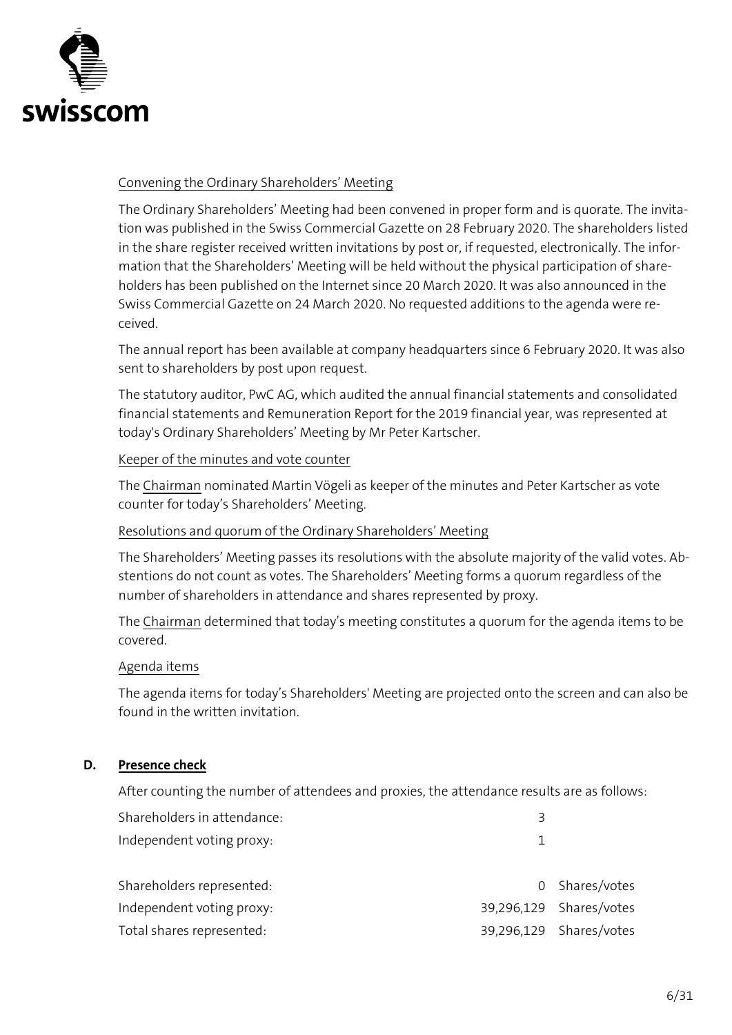Convening the Ordinary Shareholders' Meeting

The Ordinary Shareholders' Meeting had been convened in proper form and is quorate. The invitation was published in the Swiss Commercial Gazette on 28 February 2020. The shareholders listed in the share register received written invitations by post or, if requested, electronically. The information that the Shareholders' Meeting will be held without the physical participation of shareholders has been published on the Internet since 20 March 2020. It was also announced in the Swiss Commercial Gazette on 24 March 2020. No requested additions to the agenda were received.

The annual report has been available at company headquarters since 6 February 2020. It was also sent to shareholders by post upon request.

The statutory auditor, PwC AG, which audited the annual financial statements and consolidated financial statements and Remuneration Report for the 2019 financial year, was represented at today's Ordinary Shareholders' Meeting by Mr Peter Kartscher.

Keeper of the minutes and vote counter

The Chairman nominated Martin Vögeli as keeper of the minutes and Peter Kartscher as vote counter for today's Shareholders' Meeting.

Resolutions and quorum of the Ordinary Shareholders' Meeting

The Shareholders' Meeting passes its resolutions with the absolute majority of the valid votes. Abstentions do not count as votes. The Shareholders' Meeting forms a quorum regardless of the number of shareholders in attendance and shares represented by proxy.

The Chairman determined that today's meeting constitutes a quorum for the agenda items to be covered.

Agenda items

The agenda items for today's Shareholders' Meeting are projected onto the screen and can also be found in the written invitation.

## D. **Presence check**

After counting the number of attendees and proxies, the attendance results are as follows:

| | | |
|---|---|---|
| Shareholders in attendance: | 3 | |
| Independent voting proxy: | 1 | |
| | | |
| Shareholders represented: | 0 | Shares/votes |
| Independent voting proxy: | 39,296,129 | Shares/votes |
| Total shares represented: | 39,296,129 | Shares/votes |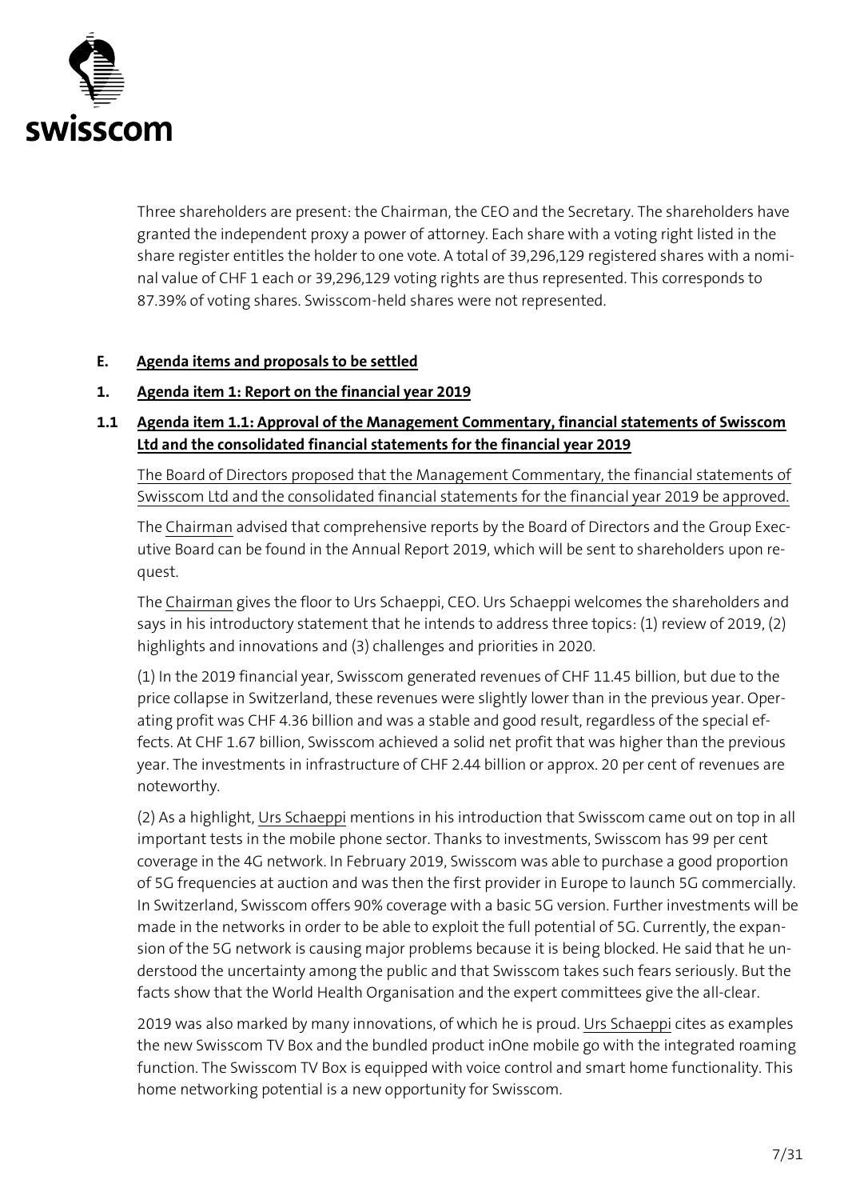Three shareholders are present: the Chairman, the CEO and the Secretary. The shareholders have granted the independent proxy a power of attorney. Each share with a voting right listed in the share register entitles the holder to one vote. A total of 39,296,129 registered shares with a nominal value of CHF 1 each or 39,296,129 voting rights are thus represented. This corresponds to 87.39% of voting shares. Swisscom-held shares were not represented.

## E. Agenda items and proposals to be settled

## 1. Agenda item 1: Report on the financial year 2019

### 1.1 Agenda item 1.1: Approval of the Management Commentary, financial statements of Swisscom Ltd and the consolidated financial statements for the financial year 2019

The Board of Directors proposed that the Management Commentary, the financial statements of Swisscom Ltd and the consolidated financial statements for the financial year 2019 be approved.

The Chairman advised that comprehensive reports by the Board of Directors and the Group Executive Board can be found in the Annual Report 2019, which will be sent to shareholders upon request.

The Chairman gives the floor to Urs Schaeppi, CEO. Urs Schaeppi welcomes the shareholders and says in his introductory statement that he intends to address three topics: (1) review of 2019, (2) highlights and innovations and (3) challenges and priorities in 2020.

(1) In the 2019 financial year, Swisscom generated revenues of CHF 11.45 billion, but due to the price collapse in Switzerland, these revenues were slightly lower than in the previous year. Operating profit was CHF 4.36 billion and was a stable and good result, regardless of the special effects. At CHF 1.67 billion, Swisscom achieved a solid net profit that was higher than the previous year. The investments in infrastructure of CHF 2.44 billion or approx. 20 per cent of revenues are noteworthy.

(2) As a highlight, Urs Schaeppi mentions in his introduction that Swisscom came out on top in all important tests in the mobile phone sector. Thanks to investments, Swisscom has 99 per cent coverage in the 4G network. In February 2019, Swisscom was able to purchase a good proportion of 5G frequencies at auction and was then the first provider in Europe to launch 5G commercially. In Switzerland, Swisscom offers 90% coverage with a basic 5G version. Further investments will be made in the networks in order to be able to exploit the full potential of 5G. Currently, the expansion of the 5G network is causing major problems because it is being blocked. He said that he understood the uncertainty among the public and that Swisscom takes such fears seriously. But the facts show that the World Health Organisation and the expert committees give the all-clear.

2019 was also marked by many innovations, of which he is proud. Urs Schaeppi cites as examples the new Swisscom TV Box and the bundled product inOne mobile go with the integrated roaming function. The Swisscom TV Box is equipped with voice control and smart home functionality. This home networking potential is a new opportunity for Swisscom.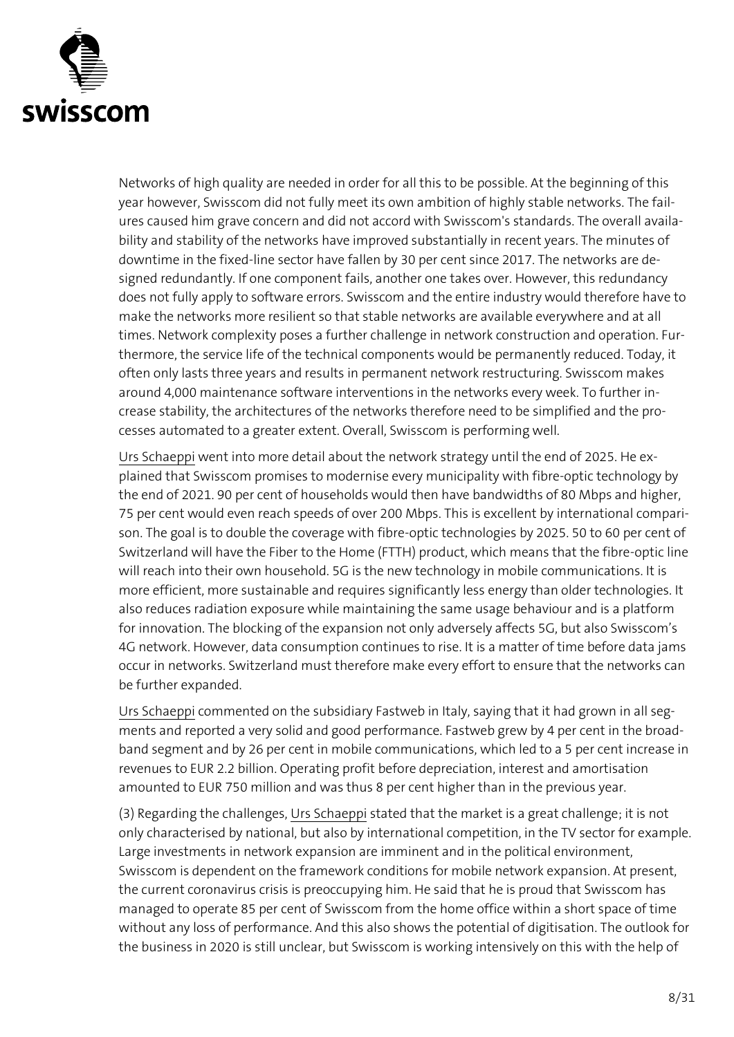Networks of high quality are needed in order for all this to be possible. At the beginning of this year however, Swisscom did not fully meet its own ambition of highly stable networks. The failures caused him grave concern and did not accord with Swisscom's standards. The overall availability and stability of the networks have improved substantially in recent years. The minutes of downtime in the fixed-line sector have fallen by 30 per cent since 2017. The networks are designed redundantly. If one component fails, another one takes over. However, this redundancy does not fully apply to software errors. Swisscom and the entire industry would therefore have to make the networks more resilient so that stable networks are available everywhere and at all times. Network complexity poses a further challenge in network construction and operation. Furthermore, the service life of the technical components would be permanently reduced. Today, it often only lasts three years and results in permanent network restructuring. Swisscom makes around 4,000 maintenance software interventions in the networks every week. To further increase stability, the architectures of the networks therefore need to be simplified and the processes automated to a greater extent. Overall, Swisscom is performing well.

Urs Schaeppi went into more detail about the network strategy until the end of 2025. He explained that Swisscom promises to modernise every municipality with fibre-optic technology by the end of 2021. 90 per cent of households would then have bandwidths of 80 Mbps and higher, 75 per cent would even reach speeds of over 200 Mbps. This is excellent by international comparison. The goal is to double the coverage with fibre-optic technologies by 2025. 50 to 60 per cent of Switzerland will have the Fiber to the Home (FTTH) product, which means that the fibre-optic line will reach into their own household. 5G is the new technology in mobile communications. It is more efficient, more sustainable and requires significantly less energy than older technologies. It also reduces radiation exposure while maintaining the same usage behaviour and is a platform for innovation. The blocking of the expansion not only adversely affects 5G, but also Swisscom's 4G network. However, data consumption continues to rise. It is a matter of time before data jams occur in networks. Switzerland must therefore make every effort to ensure that the networks can be further expanded.

Urs Schaeppi commented on the subsidiary Fastweb in Italy, saying that it had grown in all segments and reported a very solid and good performance. Fastweb grew by 4 per cent in the broadband segment and by 26 per cent in mobile communications, which led to a 5 per cent increase in revenues to EUR 2.2 billion. Operating profit before depreciation, interest and amortisation amounted to EUR 750 million and was thus 8 per cent higher than in the previous year.

(3) Regarding the challenges, Urs Schaeppi stated that the market is a great challenge; it is not only characterised by national, but also by international competition, in the TV sector for example. Large investments in network expansion are imminent and in the political environment, Swisscom is dependent on the framework conditions for mobile network expansion. At present, the current coronavirus crisis is preoccupying him. He said that he is proud that Swisscom has managed to operate 85 per cent of Swisscom from the home office within a short space of time without any loss of performance. And this also shows the potential of digitisation. The outlook for the business in 2020 is still unclear, but Swisscom is working intensively on this with the help of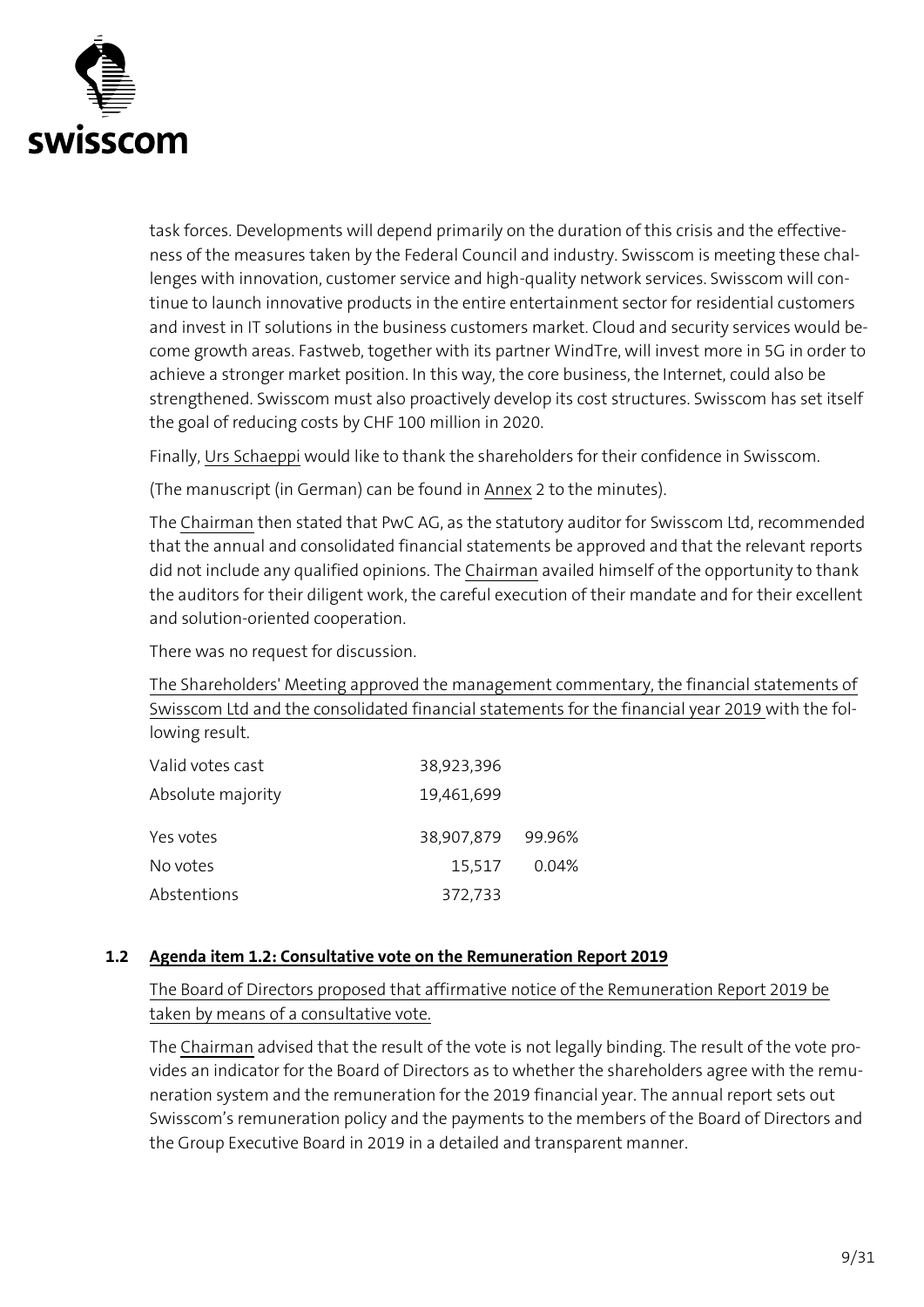task forces. Developments will depend primarily on the duration of this crisis and the effectiveness of the measures taken by the Federal Council and industry. Swisscom is meeting these challenges with innovation, customer service and high-quality network services. Swisscom will continue to launch innovative products in the entire entertainment sector for residential customers and invest in IT solutions in the business customers market. Cloud and security services would become growth areas. Fastweb, together with its partner WindTre, will invest more in 5G in order to achieve a stronger market position. In this way, the core business, the Internet, could also be strengthened. Swisscom must also proactively develop its cost structures. Swisscom has set itself the goal of reducing costs by CHF 100 million in 2020.

Finally, Urs Schaeppi would like to thank the shareholders for their confidence in Swisscom.

(The manuscript (in German) can be found in Annex 2 to the minutes).

The Chairman then stated that PwC AG, as the statutory auditor for Swisscom Ltd, recommended that the annual and consolidated financial statements be approved and that the relevant reports did not include any qualified opinions. The Chairman availed himself of the opportunity to thank the auditors for their diligent work, the careful execution of their mandate and for their excellent and solution-oriented cooperation.

There was no request for discussion.

The Shareholders' Meeting approved the management commentary, the financial statements of Swisscom Ltd and the consolidated financial statements for the financial year 2019 with the following result.

| | | |
|---|---|---|
| Valid votes cast | 38,923,396 | |
| Absolute majority | 19,461,699 | |
| Yes votes | 38,907,879 | 99.96% |
| No votes | 15,517 | 0.04% |
| Abstentions | 372,733 | |

## 1.2 Agenda item 1.2: Consultative vote on the Remuneration Report 2019

The Board of Directors proposed that affirmative notice of the Remuneration Report 2019 be taken by means of a consultative vote.

The Chairman advised that the result of the vote is not legally binding. The result of the vote provides an indicator for the Board of Directors as to whether the shareholders agree with the remuneration system and the remuneration for the 2019 financial year. The annual report sets out Swisscom's remuneration policy and the payments to the members of the Board of Directors and the Group Executive Board in 2019 in a detailed and transparent manner.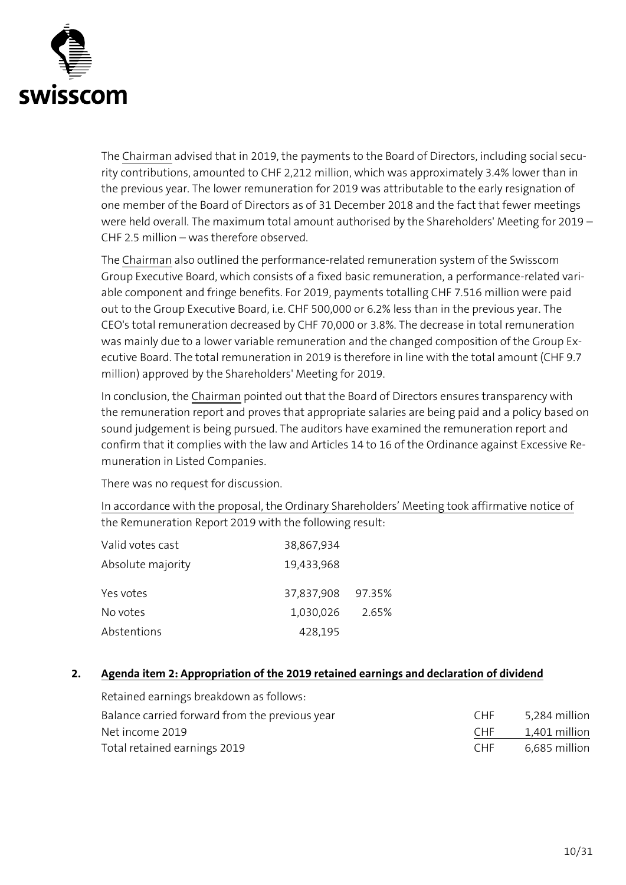The Chairman advised that in 2019, the payments to the Board of Directors, including social security contributions, amounted to CHF 2,212 million, which was approximately 3.4% lower than in the previous year. The lower remuneration for 2019 was attributable to the early resignation of one member of the Board of Directors as of 31 December 2018 and the fact that fewer meetings were held overall. The maximum total amount authorised by the Shareholders' Meeting for 2019 – CHF 2.5 million – was therefore observed.

The Chairman also outlined the performance-related remuneration system of the Swisscom Group Executive Board, which consists of a fixed basic remuneration, a performance-related variable component and fringe benefits. For 2019, payments totalling CHF 7.516 million were paid out to the Group Executive Board, i.e. CHF 500,000 or 6.2% less than in the previous year. The CEO's total remuneration decreased by CHF 70,000 or 3.8%. The decrease in total remuneration was mainly due to a lower variable remuneration and the changed composition of the Group Executive Board. The total remuneration in 2019 is therefore in line with the total amount (CHF 9.7 million) approved by the Shareholders' Meeting for 2019.

In conclusion, the Chairman pointed out that the Board of Directors ensures transparency with the remuneration report and proves that appropriate salaries are being paid and a policy based on sound judgement is being pursued. The auditors have examined the remuneration report and confirm that it complies with the law and Articles 14 to 16 of the Ordinance against Excessive Remuneration in Listed Companies.

There was no request for discussion.

In accordance with the proposal, the Ordinary Shareholders' Meeting took affirmative notice of the Remuneration Report 2019 with the following result:

| | | |
|---|---|---|
| Valid votes cast | 38,867,934 | |
| Absolute majority | 19,433,968 | |
| Yes votes | 37,837,908 | 97.35% |
| No votes | 1,030,026 | 2.65% |
| Abstentions | 428,195 | |

## 2. Agenda item 2: Appropriation of the 2019 retained earnings and declaration of dividend

Retained earnings breakdown as follows:

| | | |
|---|---|---|
| Balance carried forward from the previous year | CHF | 5,284 million |
| Net income 2019 | CHF | 1,401 million |
| Total retained earnings 2019 | CHF | 6,685 million |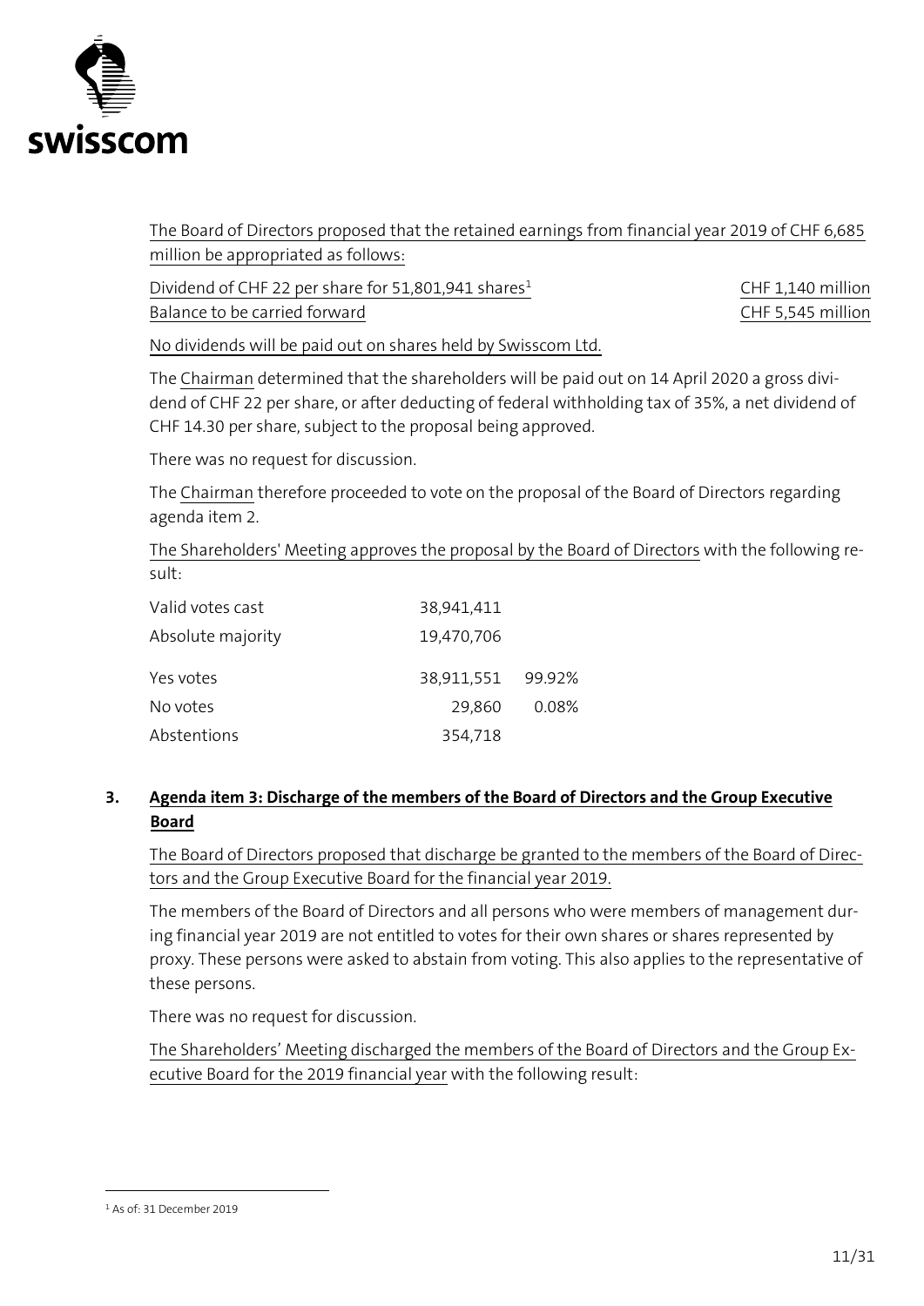The Board of Directors proposed that the retained earnings from financial year 2019 of CHF 6,685 million be appropriated as follows:

| | |
|---|---|
| Dividend of CHF 22 per share for 51,801,941 shares[1] | CHF 1,140 million |
| Balance to be carried forward | CHF 5,545 million |

No dividends will be paid out on shares held by Swisscom Ltd.

The Chairman determined that the shareholders will be paid out on 14 April 2020 a gross dividend of CHF 22 per share, or after deducting of federal withholding tax of 35%, a net dividend of CHF 14.30 per share, subject to the proposal being approved.

There was no request for discussion.

The Chairman therefore proceeded to vote on the proposal of the Board of Directors regarding agenda item 2.

The Shareholders' Meeting approves the proposal by the Board of Directors with the following result:

| | | |
|---|---|---|
| Valid votes cast | 38,941,411 | |
| Absolute majority | 19,470,706 | |
| Yes votes | 38,911,551 | 99.92% |
| No votes | 29,860 | 0.08% |
| Abstentions | 354,718 | |

## 3. Agenda item 3: Discharge of the members of the Board of Directors and the Group Executive Board

The Board of Directors proposed that discharge be granted to the members of the Board of Directors and the Group Executive Board for the financial year 2019.

The members of the Board of Directors and all persons who were members of management during financial year 2019 are not entitled to votes for their own shares or shares represented by proxy. These persons were asked to abstain from voting. This also applies to the representative of these persons.

There was no request for discussion.

The Shareholders' Meeting discharged the members of the Board of Directors and the Group Executive Board for the 2019 financial year with the following result:

[1] As of: 31 December 2019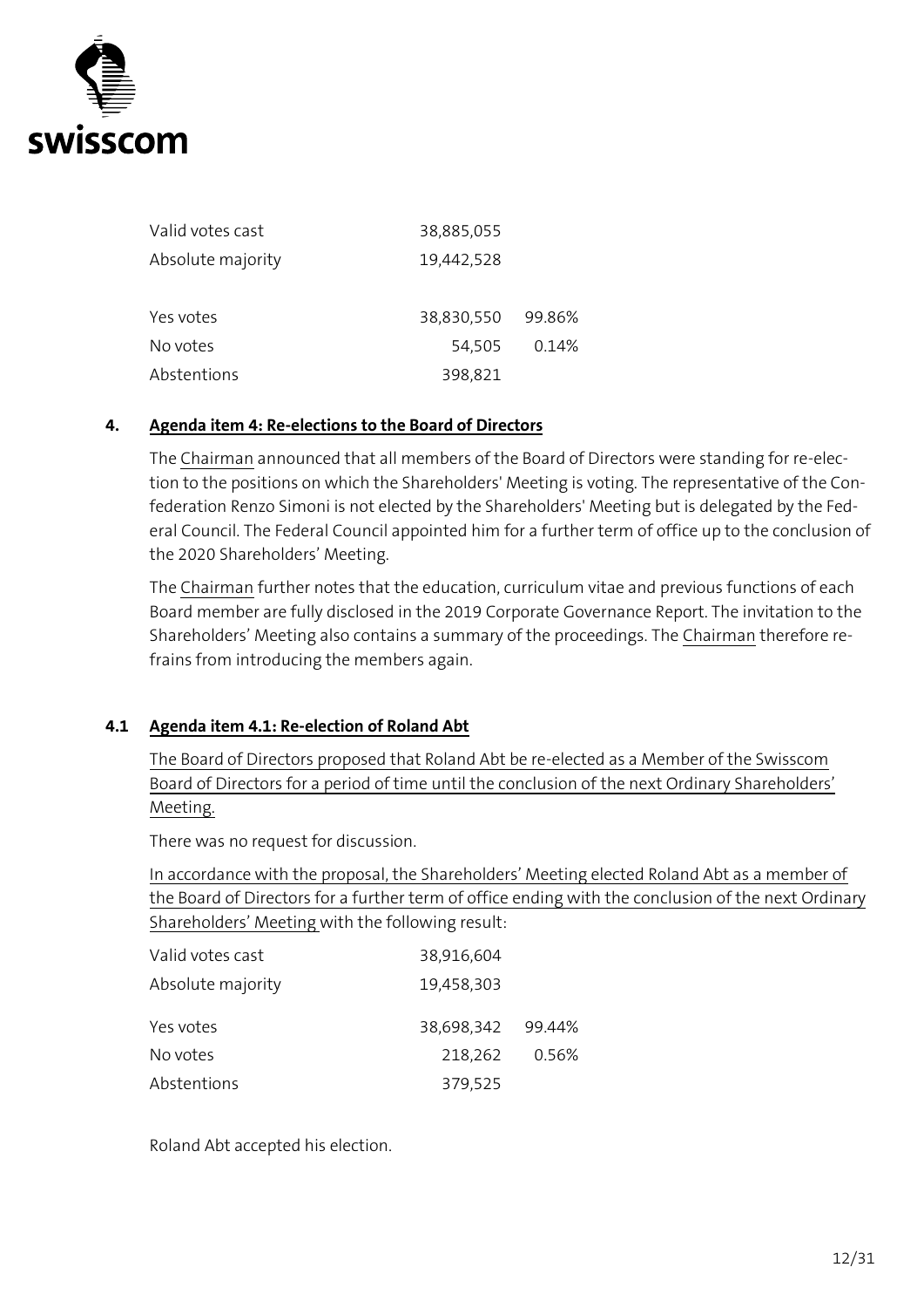| | | |
|---|---|---|
| Valid votes cast | 38,885,055 | |
| Absolute majority | 19,442,528 | |
| Yes votes | 38,830,550 | 99.86% |
| No votes | 54,505 | 0.14% |
| Abstentions | 398,821 | |

## 4. Agenda item 4: Re-elections to the Board of Directors

The Chairman announced that all members of the Board of Directors were standing for re-election to the positions on which the Shareholders' Meeting is voting. The representative of the Confederation Renzo Simoni is not elected by the Shareholders' Meeting but is delegated by the Federal Council. The Federal Council appointed him for a further term of office up to the conclusion of the 2020 Shareholders' Meeting.

The Chairman further notes that the education, curriculum vitae and previous functions of each Board member are fully disclosed in the 2019 Corporate Governance Report. The invitation to the Shareholders' Meeting also contains a summary of the proceedings. The Chairman therefore refrains from introducing the members again.

### 4.1 Agenda item 4.1: Re-election of Roland Abt

The Board of Directors proposed that Roland Abt be re-elected as a Member of the Swisscom Board of Directors for a period of time until the conclusion of the next Ordinary Shareholders' Meeting.

There was no request for discussion.

In accordance with the proposal, the Shareholders' Meeting elected Roland Abt as a member of the Board of Directors for a further term of office ending with the conclusion of the next Ordinary Shareholders' Meeting with the following result:

| | | |
|---|---|---|
| Valid votes cast | 38,916,604 | |
| Absolute majority | 19,458,303 | |
| Yes votes | 38,698,342 | 99.44% |
| No votes | 218,262 | 0.56% |
| Abstentions | 379,525 | |

Roland Abt accepted his election.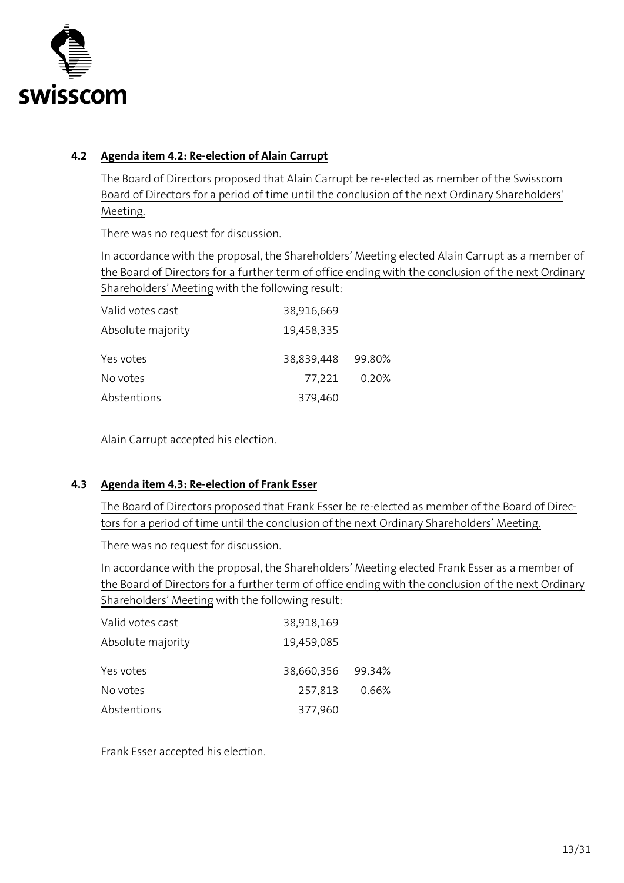### 4.2 Agenda item 4.2: Re-election of Alain Carrupt

The Board of Directors proposed that Alain Carrupt be re-elected as member of the Swisscom Board of Directors for a period of time until the conclusion of the next Ordinary Shareholders' Meeting.

There was no request for discussion.

In accordance with the proposal, the Shareholders' Meeting elected Alain Carrupt as a member of the Board of Directors for a further term of office ending with the conclusion of the next Ordinary Shareholders' Meeting with the following result:

| | | |
|---|---|---|
| Valid votes cast | 38,916,669 | |
| Absolute majority | 19,458,335 | |
| Yes votes | 38,839,448 | 99.80% |
| No votes | 77,221 | 0.20% |
| Abstentions | 379,460 | |

Alain Carrupt accepted his election.

### 4.3 Agenda item 4.3: Re-election of Frank Esser

The Board of Directors proposed that Frank Esser be re-elected as member of the Board of Directors for a period of time until the conclusion of the next Ordinary Shareholders' Meeting.

There was no request for discussion.

In accordance with the proposal, the Shareholders' Meeting elected Frank Esser as a member of the Board of Directors for a further term of office ending with the conclusion of the next Ordinary Shareholders' Meeting with the following result:

| | | |
|---|---|---|
| Valid votes cast | 38,918,169 | |
| Absolute majority | 19,459,085 | |
| Yes votes | 38,660,356 | 99.34% |
| No votes | 257,813 | 0.66% |
| Abstentions | 377,960 | |

Frank Esser accepted his election.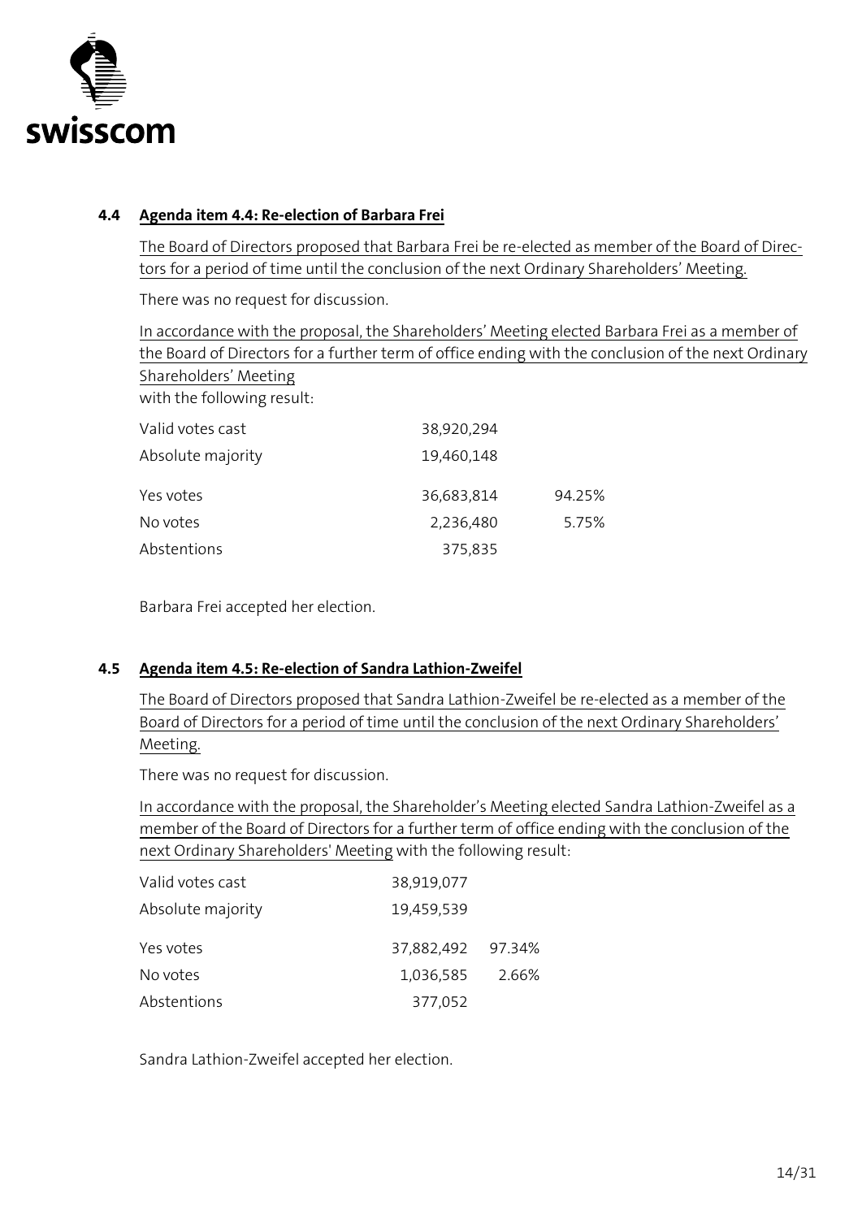### 4.4 Agenda item 4.4: Re-election of Barbara Frei

The Board of Directors proposed that Barbara Frei be re-elected as member of the Board of Directors for a period of time until the conclusion of the next Ordinary Shareholders' Meeting.

There was no request for discussion.

In accordance with the proposal, the Shareholders' Meeting elected Barbara Frei as a member of the Board of Directors for a further term of office ending with the conclusion of the next Ordinary Shareholders' Meeting
with the following result:

| | | |
|---|---|---|
| Valid votes cast | 38,920,294 | |
| Absolute majority | 19,460,148 | |
| Yes votes | 36,683,814 | 94.25% |
| No votes | 2,236,480 | 5.75% |
| Abstentions | 375,835 | |

Barbara Frei accepted her election.

### 4.5 Agenda item 4.5: Re-election of Sandra Lathion-Zweifel

The Board of Directors proposed that Sandra Lathion-Zweifel be re-elected as a member of the Board of Directors for a period of time until the conclusion of the next Ordinary Shareholders' Meeting.

There was no request for discussion.

In accordance with the proposal, the Shareholder's Meeting elected Sandra Lathion-Zweifel as a member of the Board of Directors for a further term of office ending with the conclusion of the next Ordinary Shareholders' Meeting with the following result:

| | | |
|---|---|---|
| Valid votes cast | 38,919,077 | |
| Absolute majority | 19,459,539 | |
| Yes votes | 37,882,492 | 97.34% |
| No votes | 1,036,585 | 2.66% |
| Abstentions | 377,052 | |

Sandra Lathion-Zweifel accepted her election.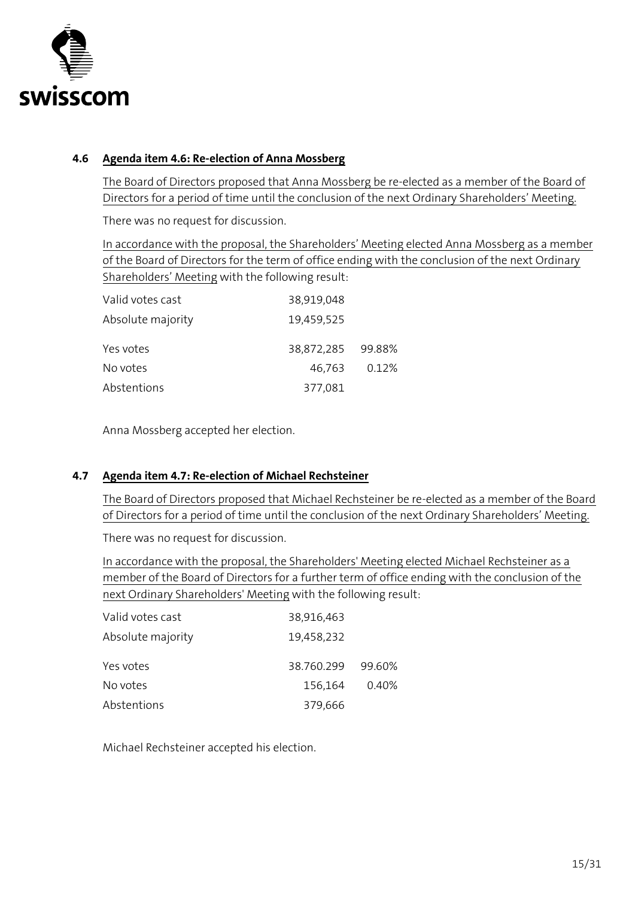### 4.6 Agenda item 4.6: Re-election of Anna Mossberg

The Board of Directors proposed that Anna Mossberg be re-elected as a member of the Board of Directors for a period of time until the conclusion of the next Ordinary Shareholders' Meeting.

There was no request for discussion.

In accordance with the proposal, the Shareholders' Meeting elected Anna Mossberg as a member of the Board of Directors for the term of office ending with the conclusion of the next Ordinary Shareholders' Meeting with the following result:

| | | |
|---|---|---|
| Valid votes cast | 38,919,048 | |
| Absolute majority | 19,459,525 | |
| Yes votes | 38,872,285 | 99.88% |
| No votes | 46,763 | 0.12% |
| Abstentions | 377,081 | |

Anna Mossberg accepted her election.

### 4.7 Agenda item 4.7: Re-election of Michael Rechsteiner

The Board of Directors proposed that Michael Rechsteiner be re-elected as a member of the Board of Directors for a period of time until the conclusion of the next Ordinary Shareholders' Meeting.

There was no request for discussion.

In accordance with the proposal, the Shareholders' Meeting elected Michael Rechsteiner as a member of the Board of Directors for a further term of office ending with the conclusion of the next Ordinary Shareholders' Meeting with the following result:

| | | |
|---|---|---|
| Valid votes cast | 38,916,463 | |
| Absolute majority | 19,458,232 | |
| Yes votes | 38.760.299 | 99.60% |
| No votes | 156,164 | 0.40% |
| Abstentions | 379,666 | |

Michael Rechsteiner accepted his election.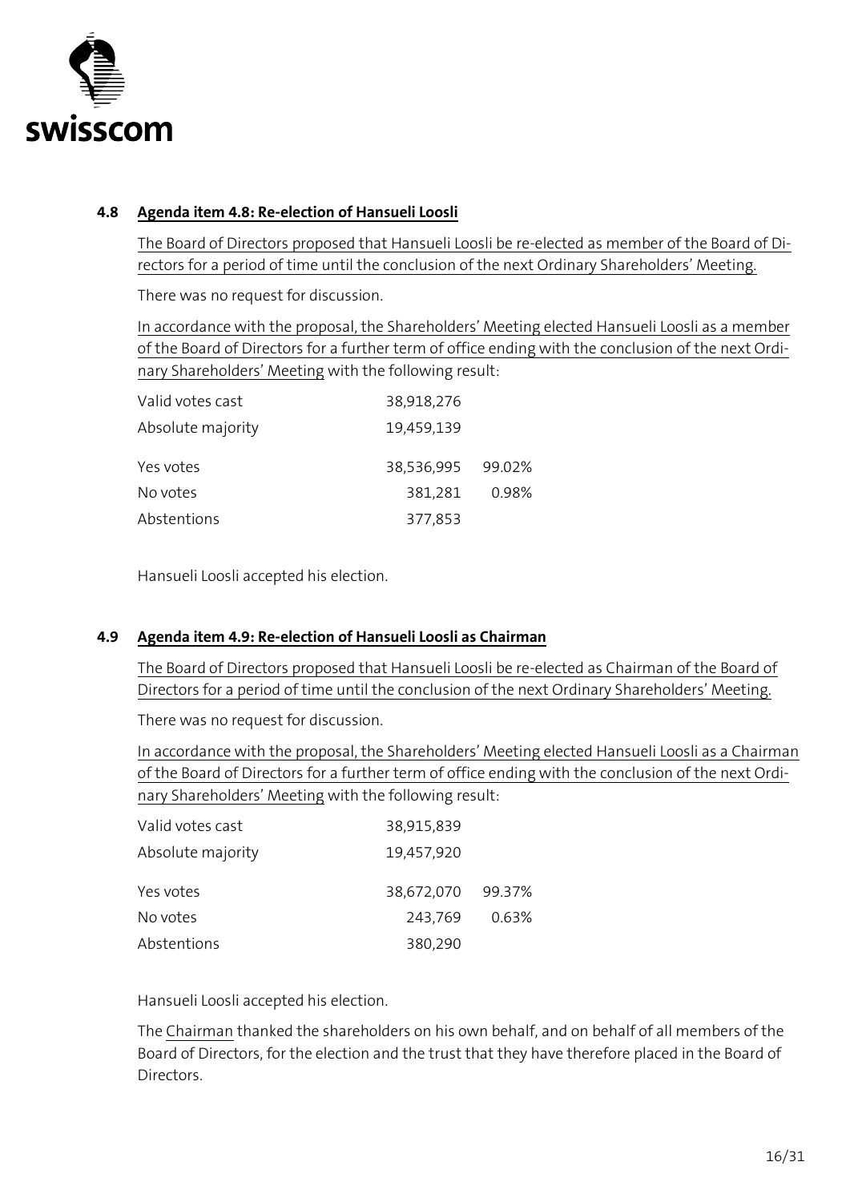### 4.8 Agenda item 4.8: Re-election of Hansueli Loosli

The Board of Directors proposed that Hansueli Loosli be re-elected as member of the Board of Directors for a period of time until the conclusion of the next Ordinary Shareholders' Meeting.

There was no request for discussion.

In accordance with the proposal, the Shareholders' Meeting elected Hansueli Loosli as a member of the Board of Directors for a further term of office ending with the conclusion of the next Ordinary Shareholders' Meeting with the following result:

| | | |
|---|---|---|
| Valid votes cast | 38,918,276 | |
| Absolute majority | 19,459,139 | |
| Yes votes | 38,536,995 | 99.02% |
| No votes | 381,281 | 0.98% |
| Abstentions | 377,853 | |

Hansueli Loosli accepted his election.

### 4.9 Agenda item 4.9: Re-election of Hansueli Loosli as Chairman

The Board of Directors proposed that Hansueli Loosli be re-elected as Chairman of the Board of Directors for a period of time until the conclusion of the next Ordinary Shareholders' Meeting.

There was no request for discussion.

In accordance with the proposal, the Shareholders' Meeting elected Hansueli Loosli as a Chairman of the Board of Directors for a further term of office ending with the conclusion of the next Ordinary Shareholders' Meeting with the following result:

| | | |
|---|---|---|
| Valid votes cast | 38,915,839 | |
| Absolute majority | 19,457,920 | |
| Yes votes | 38,672,070 | 99.37% |
| No votes | 243,769 | 0.63% |
| Abstentions | 380,290 | |

Hansueli Loosli accepted his election.

The Chairman thanked the shareholders on his own behalf, and on behalf of all members of the Board of Directors, for the election and the trust that they have therefore placed in the Board of Directors.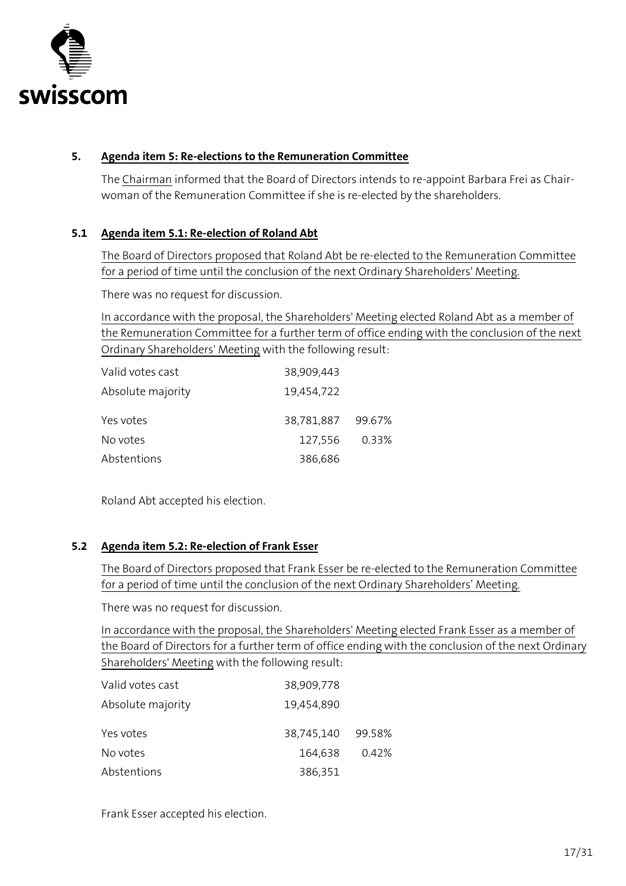## 5. Agenda item 5: Re-elections to the Remuneration Committee

The Chairman informed that the Board of Directors intends to re-appoint Barbara Frei as Chairwoman of the Remuneration Committee if she is re-elected by the shareholders.

### 5.1 Agenda item 5.1: Re-election of Roland Abt

The Board of Directors proposed that Roland Abt be re-elected to the Remuneration Committee for a period of time until the conclusion of the next Ordinary Shareholders' Meeting.

There was no request for discussion.

In accordance with the proposal, the Shareholders' Meeting elected Roland Abt as a member of the Remuneration Committee for a further term of office ending with the conclusion of the next Ordinary Shareholders' Meeting with the following result:

| | | |
|---|---|---|
| Valid votes cast | 38,909,443 | |
| Absolute majority | 19,454,722 | |
| Yes votes | 38,781,887 | 99.67% |
| No votes | 127,556 | 0.33% |
| Abstentions | 386,686 | |

Roland Abt accepted his election.

### 5.2 Agenda item 5.2: Re-election of Frank Esser

The Board of Directors proposed that Frank Esser be re-elected to the Remuneration Committee for a period of time until the conclusion of the next Ordinary Shareholders' Meeting.

There was no request for discussion.

In accordance with the proposal, the Shareholders' Meeting elected Frank Esser as a member of the Board of Directors for a further term of office ending with the conclusion of the next Ordinary Shareholders' Meeting with the following result:

| | | |
|---|---|---|
| Valid votes cast | 38,909,778 | |
| Absolute majority | 19,454,890 | |
| Yes votes | 38,745,140 | 99.58% |
| No votes | 164,638 | 0.42% |
| Abstentions | 386,351 | |

Frank Esser accepted his election.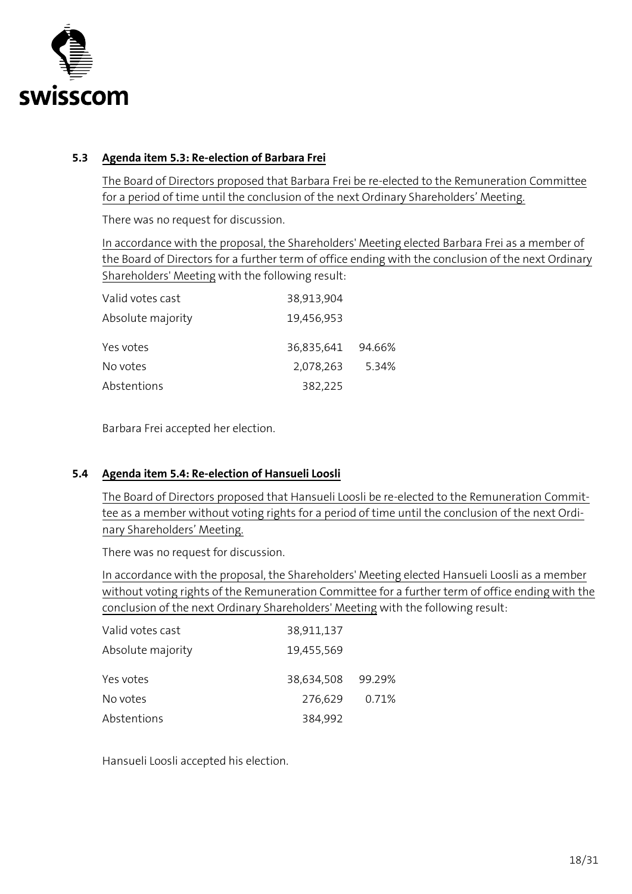## 5.3 Agenda item 5.3: Re-election of Barbara Frei

The Board of Directors proposed that Barbara Frei be re-elected to the Remuneration Committee for a period of time until the conclusion of the next Ordinary Shareholders' Meeting.

There was no request for discussion.

In accordance with the proposal, the Shareholders' Meeting elected Barbara Frei as a member of the Board of Directors for a further term of office ending with the conclusion of the next Ordinary Shareholders' Meeting with the following result:

| | | |
|---|---|---|
| Valid votes cast | 38,913,904 | |
| Absolute majority | 19,456,953 | |
| Yes votes | 36,835,641 | 94.66% |
| No votes | 2,078,263 | 5.34% |
| Abstentions | 382,225 | |

Barbara Frei accepted her election.

## 5.4 Agenda item 5.4: Re-election of Hansueli Loosli

The Board of Directors proposed that Hansueli Loosli be re-elected to the Remuneration Committee as a member without voting rights for a period of time until the conclusion of the next Ordinary Shareholders' Meeting.

There was no request for discussion.

In accordance with the proposal, the Shareholders' Meeting elected Hansueli Loosli as a member without voting rights of the Remuneration Committee for a further term of office ending with the conclusion of the next Ordinary Shareholders' Meeting with the following result:

| | | |
|---|---|---|
| Valid votes cast | 38,911,137 | |
| Absolute majority | 19,455,569 | |
| Yes votes | 38,634,508 | 99.29% |
| No votes | 276,629 | 0.71% |
| Abstentions | 384,992 | |

Hansueli Loosli accepted his election.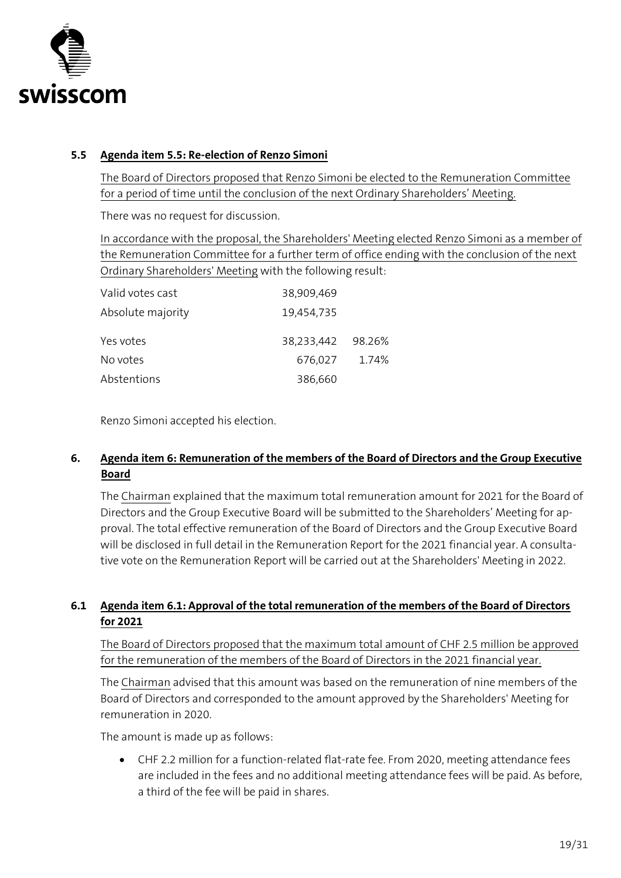### 5.5 Agenda item 5.5: Re-election of Renzo Simoni

The Board of Directors proposed that Renzo Simoni be elected to the Remuneration Committee for a period of time until the conclusion of the next Ordinary Shareholders' Meeting.

There was no request for discussion.

In accordance with the proposal, the Shareholders' Meeting elected Renzo Simoni as a member of the Remuneration Committee for a further term of office ending with the conclusion of the next Ordinary Shareholders' Meeting with the following result:

| | | |
|---|---|---|
| Valid votes cast | 38,909,469 | |
| Absolute majority | 19,454,735 | |
| Yes votes | 38,233,442 | 98.26% |
| No votes | 676,027 | 1.74% |
| Abstentions | 386,660 | |

Renzo Simoni accepted his election.

## 6. Agenda item 6: Remuneration of the members of the Board of Directors and the Group Executive Board

The Chairman explained that the maximum total remuneration amount for 2021 for the Board of Directors and the Group Executive Board will be submitted to the Shareholders' Meeting for approval. The total effective remuneration of the Board of Directors and the Group Executive Board will be disclosed in full detail in the Remuneration Report for the 2021 financial year. A consultative vote on the Remuneration Report will be carried out at the Shareholders' Meeting in 2022.

### 6.1 Agenda item 6.1: Approval of the total remuneration of the members of the Board of Directors for 2021

The Board of Directors proposed that the maximum total amount of CHF 2.5 million be approved for the remuneration of the members of the Board of Directors in the 2021 financial year.

The Chairman advised that this amount was based on the remuneration of nine members of the Board of Directors and corresponded to the amount approved by the Shareholders' Meeting for remuneration in 2020.

The amount is made up as follows:

- CHF 2.2 million for a function-related flat-rate fee. From 2020, meeting attendance fees are included in the fees and no additional meeting attendance fees will be paid. As before, a third of the fee will be paid in shares.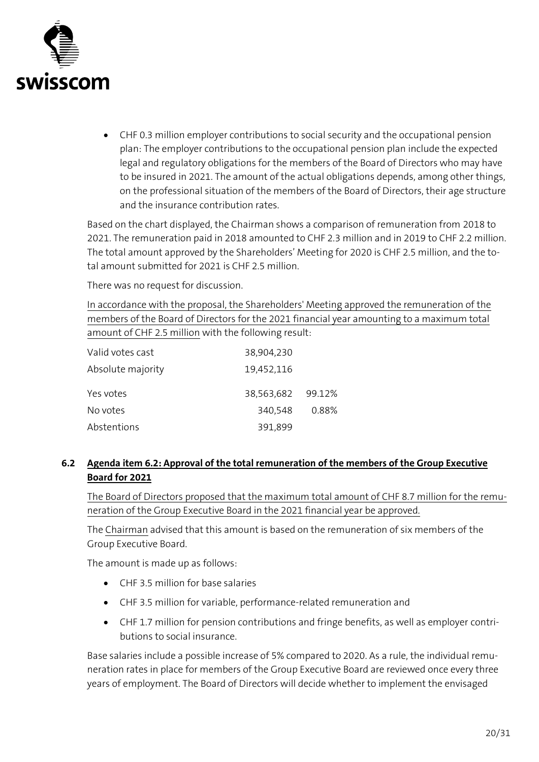- CHF 0.3 million employer contributions to social security and the occupational pension plan: The employer contributions to the occupational pension plan include the expected legal and regulatory obligations for the members of the Board of Directors who may have to be insured in 2021. The amount of the actual obligations depends, among other things, on the professional situation of the members of the Board of Directors, their age structure and the insurance contribution rates.

Based on the chart displayed, the Chairman shows a comparison of remuneration from 2018 to 2021. The remuneration paid in 2018 amounted to CHF 2.3 million and in 2019 to CHF 2.2 million. The total amount approved by the Shareholders' Meeting for 2020 is CHF 2.5 million, and the total amount submitted for 2021 is CHF 2.5 million.

There was no request for discussion.

In accordance with the proposal, the Shareholders' Meeting approved the remuneration of the members of the Board of Directors for the 2021 financial year amounting to a maximum total amount of CHF 2.5 million with the following result:

| | | |
|---|---|---|
| Valid votes cast | 38,904,230 | |
| Absolute majority | 19,452,116 | |
| Yes votes | 38,563,682 | 99.12% |
| No votes | 340,548 | 0.88% |
| Abstentions | 391,899 | |

## 6.2 Agenda item 6.2: Approval of the total remuneration of the members of the Group Executive Board for 2021

The Board of Directors proposed that the maximum total amount of CHF 8.7 million for the remuneration of the Group Executive Board in the 2021 financial year be approved.

The Chairman advised that this amount is based on the remuneration of six members of the Group Executive Board.

The amount is made up as follows:

- CHF 3.5 million for base salaries
- CHF 3.5 million for variable, performance-related remuneration and
- CHF 1.7 million for pension contributions and fringe benefits, as well as employer contributions to social insurance.

Base salaries include a possible increase of 5% compared to 2020. As a rule, the individual remuneration rates in place for members of the Group Executive Board are reviewed once every three years of employment. The Board of Directors will decide whether to implement the envisaged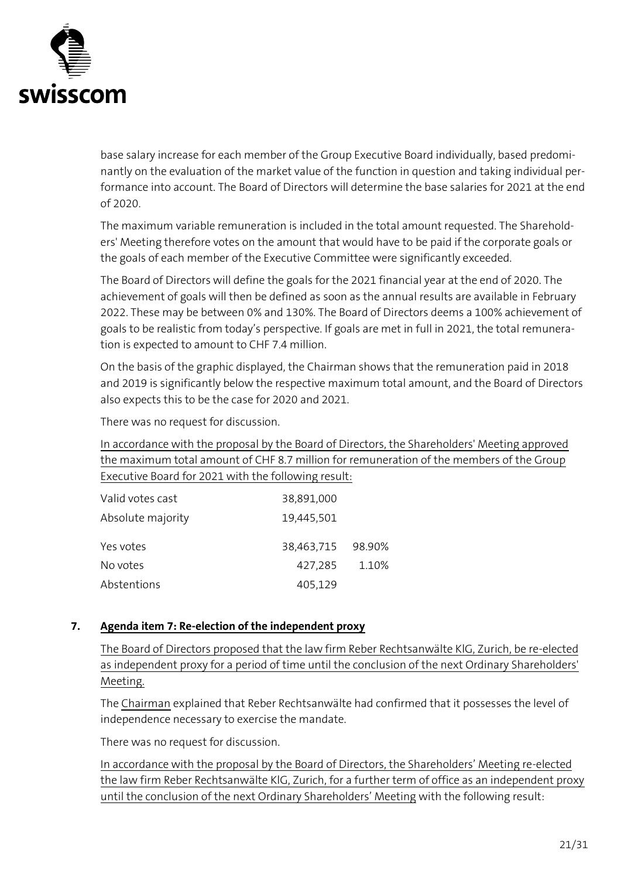base salary increase for each member of the Group Executive Board individually, based predominantly on the evaluation of the market value of the function in question and taking individual performance into account. The Board of Directors will determine the base salaries for 2021 at the end of 2020.

The maximum variable remuneration is included in the total amount requested. The Shareholders' Meeting therefore votes on the amount that would have to be paid if the corporate goals or the goals of each member of the Executive Committee were significantly exceeded.

The Board of Directors will define the goals for the 2021 financial year at the end of 2020. The achievement of goals will then be defined as soon as the annual results are available in February 2022. These may be between 0% and 130%. The Board of Directors deems a 100% achievement of goals to be realistic from today's perspective. If goals are met in full in 2021, the total remuneration is expected to amount to CHF 7.4 million.

On the basis of the graphic displayed, the Chairman shows that the remuneration paid in 2018 and 2019 is significantly below the respective maximum total amount, and the Board of Directors also expects this to be the case for 2020 and 2021.

There was no request for discussion.

In accordance with the proposal by the Board of Directors, the Shareholders' Meeting approved the maximum total amount of CHF 8.7 million for remuneration of the members of the Group Executive Board for 2021 with the following result:

| | | |
|---|---|---|
| Valid votes cast | 38,891,000 | |
| Absolute majority | 19,445,501 | |
| Yes votes | 38,463,715 | 98.90% |
| No votes | 427,285 | 1.10% |
| Abstentions | 405,129 | |

## 7. Agenda item 7: Re-election of the independent proxy

The Board of Directors proposed that the law firm Reber Rechtsanwälte KlG, Zurich, be re-elected as independent proxy for a period of time until the conclusion of the next Ordinary Shareholders' Meeting.

The Chairman explained that Reber Rechtsanwälte had confirmed that it possesses the level of independence necessary to exercise the mandate.

There was no request for discussion.

In accordance with the proposal by the Board of Directors, the Shareholders' Meeting re-elected the law firm Reber Rechtsanwälte KlG, Zurich, for a further term of office as an independent proxy until the conclusion of the next Ordinary Shareholders' Meeting with the following result: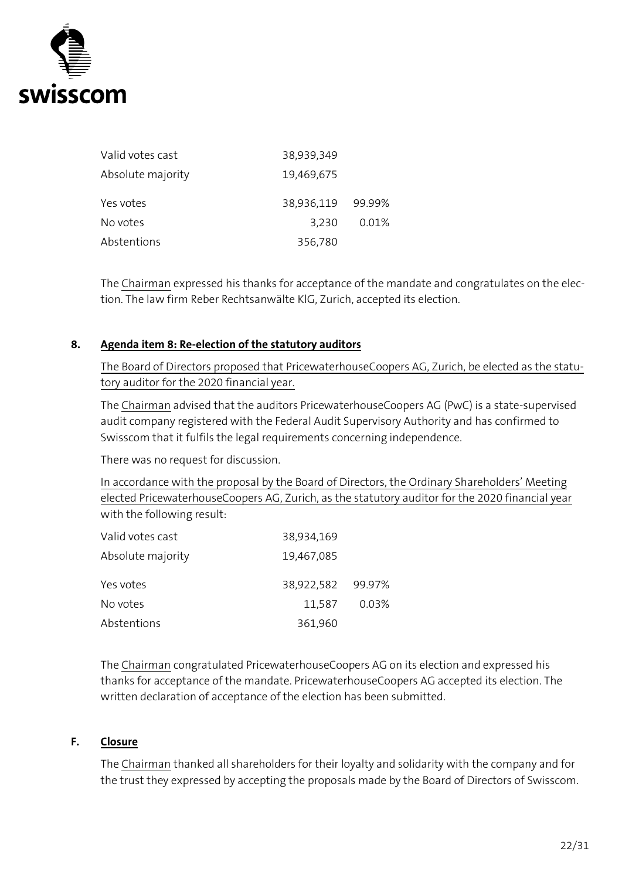| | | |
|---|---|---|
| Valid votes cast | 38,939,349 | |
| Absolute majority | 19,469,675 | |
| Yes votes | 38,936,119 | 99.99% |
| No votes | 3,230 | 0.01% |
| Abstentions | 356,780 | |

The Chairman expressed his thanks for acceptance of the mandate and congratulates on the election. The law firm Reber Rechtsanwälte KlG, Zurich, accepted its election.

## 8. Agenda item 8: Re-election of the statutory auditors

The Board of Directors proposed that PricewaterhouseCoopers AG, Zurich, be elected as the statutory auditor for the 2020 financial year.

The Chairman advised that the auditors PricewaterhouseCoopers AG (PwC) is a state-supervised audit company registered with the Federal Audit Supervisory Authority and has confirmed to Swisscom that it fulfils the legal requirements concerning independence.

There was no request for discussion.

In accordance with the proposal by the Board of Directors, the Ordinary Shareholders' Meeting elected PricewaterhouseCoopers AG, Zurich, as the statutory auditor for the 2020 financial year with the following result:

| | | |
|---|---|---|
| Valid votes cast | 38,934,169 | |
| Absolute majority | 19,467,085 | |
| Yes votes | 38,922,582 | 99.97% |
| No votes | 11,587 | 0.03% |
| Abstentions | 361,960 | |

The Chairman congratulated PricewaterhouseCoopers AG on its election and expressed his thanks for acceptance of the mandate. PricewaterhouseCoopers AG accepted its election. The written declaration of acceptance of the election has been submitted.

## F. Closure

The Chairman thanked all shareholders for their loyalty and solidarity with the company and for the trust they expressed by accepting the proposals made by the Board of Directors of Swisscom.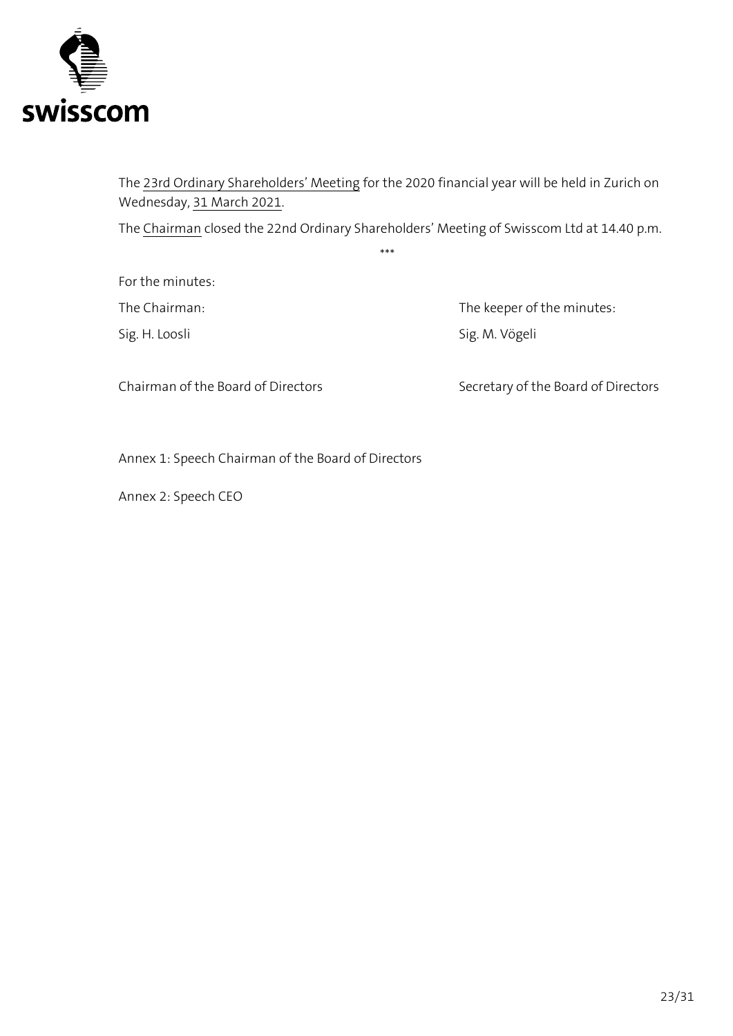The 23rd Ordinary Shareholders' Meeting for the 2020 financial year will be held in Zurich on Wednesday, 31 March 2021.

The Chairman closed the 22nd Ordinary Shareholders' Meeting of Swisscom Ltd at 14.40 p.m.

\*\*\*

For the minutes:

| The Chairman: | The keeper of the minutes: |
|---|---|
| Sig. H. Loosli | Sig. M. Vögeli |
| Chairman of the Board of Directors | Secretary of the Board of Directors |

Annex 1: Speech Chairman of the Board of Directors

Annex 2: Speech CEO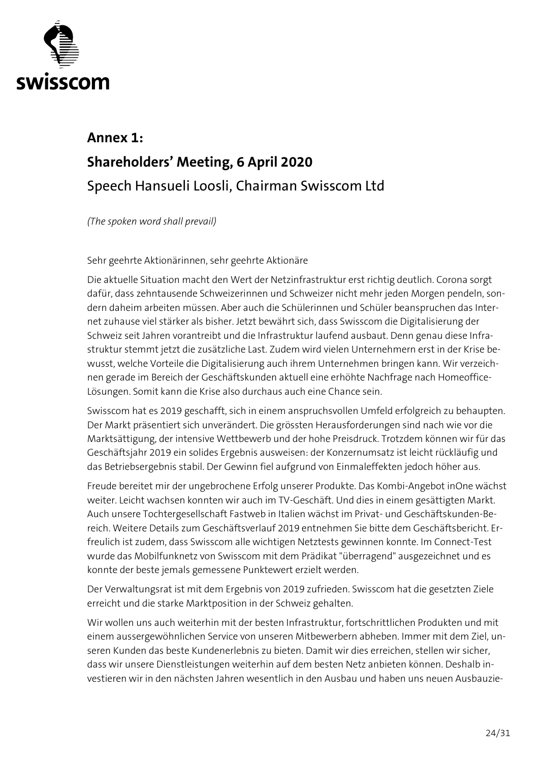## Annex 1:

## Shareholders' Meeting, 6 April 2020

### Speech Hansueli Loosli, Chairman Swisscom Ltd

*(The spoken word shall prevail)*

Sehr geehrte Aktionärinnen, sehr geehrte Aktionäre

Die aktuelle Situation macht den Wert der Netzinfrastruktur erst richtig deutlich. Corona sorgt dafür, dass zehntausende Schweizerinnen und Schweizer nicht mehr jeden Morgen pendeln, sondern daheim arbeiten müssen. Aber auch die Schülerinnen und Schüler beanspruchen das Internet zuhause viel stärker als bisher. Jetzt bewährt sich, dass Swisscom die Digitalisierung der Schweiz seit Jahren vorantreibt und die Infrastruktur laufend ausbaut. Denn genau diese Infrastruktur stemmt jetzt die zusätzliche Last. Zudem wird vielen Unternehmern erst in der Krise bewusst, welche Vorteile die Digitalisierung auch ihrem Unternehmen bringen kann. Wir verzeichnen gerade im Bereich der Geschäftskunden aktuell eine erhöhte Nachfrage nach Homeoffice-Lösungen. Somit kann die Krise also durchaus auch eine Chance sein.

Swisscom hat es 2019 geschafft, sich in einem anspruchsvollen Umfeld erfolgreich zu behaupten. Der Markt präsentiert sich unverändert. Die grössten Herausforderungen sind nach wie vor die Marktsättigung, der intensive Wettbewerb und der hohe Preisdruck. Trotzdem können wir für das Geschäftsjahr 2019 ein solides Ergebnis ausweisen: der Konzernumsatz ist leicht rückläufig und das Betriebsergebnis stabil. Der Gewinn fiel aufgrund von Einmaleffekten jedoch höher aus.

Freude bereitet mir der ungebrochene Erfolg unserer Produkte. Das Kombi-Angebot inOne wächst weiter. Leicht wachsen konnten wir auch im TV-Geschäft. Und dies in einem gesättigten Markt. Auch unsere Tochtergesellschaft Fastweb in Italien wächst im Privat- und Geschäftskunden-Bereich. Weitere Details zum Geschäftsverlauf 2019 entnehmen Sie bitte dem Geschäftsbericht. Erfreulich ist zudem, dass Swisscom alle wichtigen Netztests gewinnen konnte. Im Connect-Test wurde das Mobilfunknetz von Swisscom mit dem Prädikat "überragend" ausgezeichnet und es konnte der beste jemals gemessene Punktewert erzielt werden.

Der Verwaltungsrat ist mit dem Ergebnis von 2019 zufrieden. Swisscom hat die gesetzten Ziele erreicht und die starke Marktposition in der Schweiz gehalten.

Wir wollen uns auch weiterhin mit der besten Infrastruktur, fortschrittlichen Produkten und mit einem aussergewöhnlichen Service von unseren Mitbewerbern abheben. Immer mit dem Ziel, unseren Kunden das beste Kundenerlebnis zu bieten. Damit wir dies erreichen, stellen wir sicher, dass wir unsere Dienstleistungen weiterhin auf dem besten Netz anbieten können. Deshalb investieren wir in den nächsten Jahren wesentlich in den Ausbau und haben uns neuen Ausbauzie-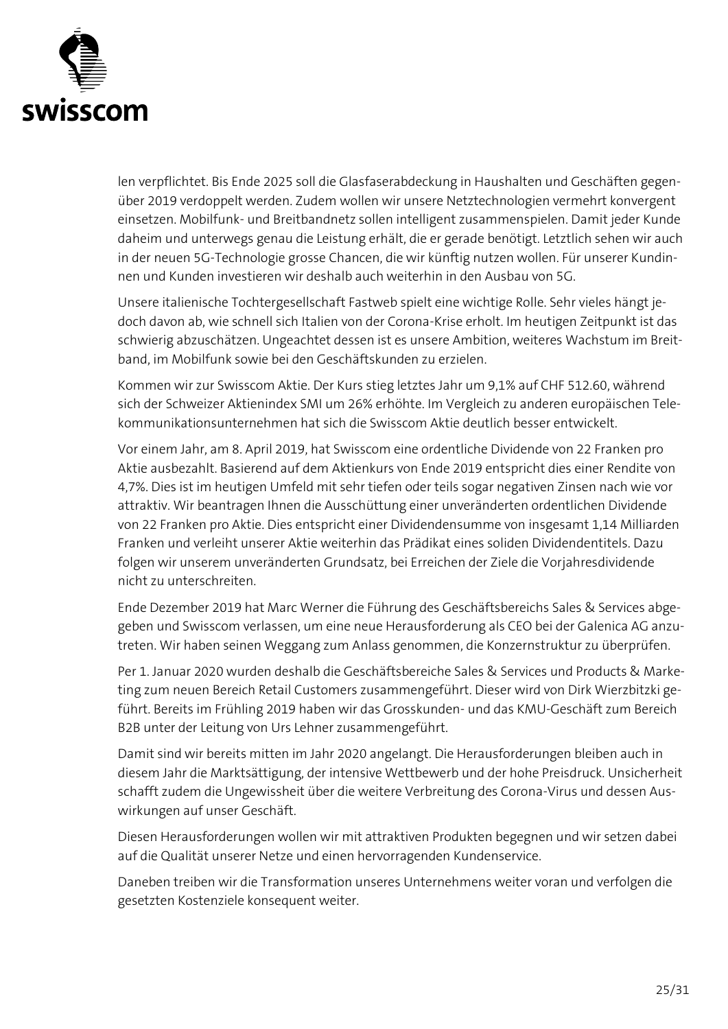len verpflichtet. Bis Ende 2025 soll die Glasfaserabdeckung in Haushalten und Geschäften gegenüber 2019 verdoppelt werden. Zudem wollen wir unsere Netztechnologien vermehrt konvergent einsetzen. Mobilfunk- und Breitbandnetz sollen intelligent zusammenspielen. Damit jeder Kunde daheim und unterwegs genau die Leistung erhält, die er gerade benötigt. Letztlich sehen wir auch in der neuen 5G-Technologie grosse Chancen, die wir künftig nutzen wollen. Für unserer Kundinnen und Kunden investieren wir deshalb auch weiterhin in den Ausbau von 5G.

Unsere italienische Tochtergesellschaft Fastweb spielt eine wichtige Rolle. Sehr vieles hängt jedoch davon ab, wie schnell sich Italien von der Corona-Krise erholt. Im heutigen Zeitpunkt ist das schwierig abzuschätzen. Ungeachtet dessen ist es unsere Ambition, weiteres Wachstum im Breitband, im Mobilfunk sowie bei den Geschäftskunden zu erzielen.

Kommen wir zur Swisscom Aktie. Der Kurs stieg letztes Jahr um 9,1% auf CHF 512.60, während sich der Schweizer Aktienindex SMI um 26% erhöhte. Im Vergleich zu anderen europäischen Telekommunikationsunternehmen hat sich die Swisscom Aktie deutlich besser entwickelt.

Vor einem Jahr, am 8. April 2019, hat Swisscom eine ordentliche Dividende von 22 Franken pro Aktie ausbezahlt. Basierend auf dem Aktienkurs von Ende 2019 entspricht dies einer Rendite von 4,7%. Dies ist im heutigen Umfeld mit sehr tiefen oder teils sogar negativen Zinsen nach wie vor attraktiv. Wir beantragen Ihnen die Ausschüttung einer unveränderten ordentlichen Dividende von 22 Franken pro Aktie. Dies entspricht einer Dividendensumme von insgesamt 1,14 Milliarden Franken und verleiht unserer Aktie weiterhin das Prädikat eines soliden Dividendentitels. Dazu folgen wir unserem unveränderten Grundsatz, bei Erreichen der Ziele die Vorjahresdividende nicht zu unterschreiten.

Ende Dezember 2019 hat Marc Werner die Führung des Geschäftsbereichs Sales & Services abgegeben und Swisscom verlassen, um eine neue Herausforderung als CEO bei der Galenica AG anzutreten. Wir haben seinen Weggang zum Anlass genommen, die Konzernstruktur zu überprüfen.

Per 1. Januar 2020 wurden deshalb die Geschäftsbereiche Sales & Services und Products & Marketing zum neuen Bereich Retail Customers zusammengeführt. Dieser wird von Dirk Wierzbitzki geführt. Bereits im Frühling 2019 haben wir das Grosskunden- und das KMU-Geschäft zum Bereich B2B unter der Leitung von Urs Lehner zusammengeführt.

Damit sind wir bereits mitten im Jahr 2020 angelangt. Die Herausforderungen bleiben auch in diesem Jahr die Marktsättigung, der intensive Wettbewerb und der hohe Preisdruck. Unsicherheit schafft zudem die Ungewissheit über die weitere Verbreitung des Corona-Virus und dessen Auswirkungen auf unser Geschäft.

Diesen Herausforderungen wollen wir mit attraktiven Produkten begegnen und wir setzen dabei auf die Qualität unserer Netze und einen hervorragenden Kundenservice.

Daneben treiben wir die Transformation unseres Unternehmens weiter voran und verfolgen die gesetzten Kostenziele konsequent weiter.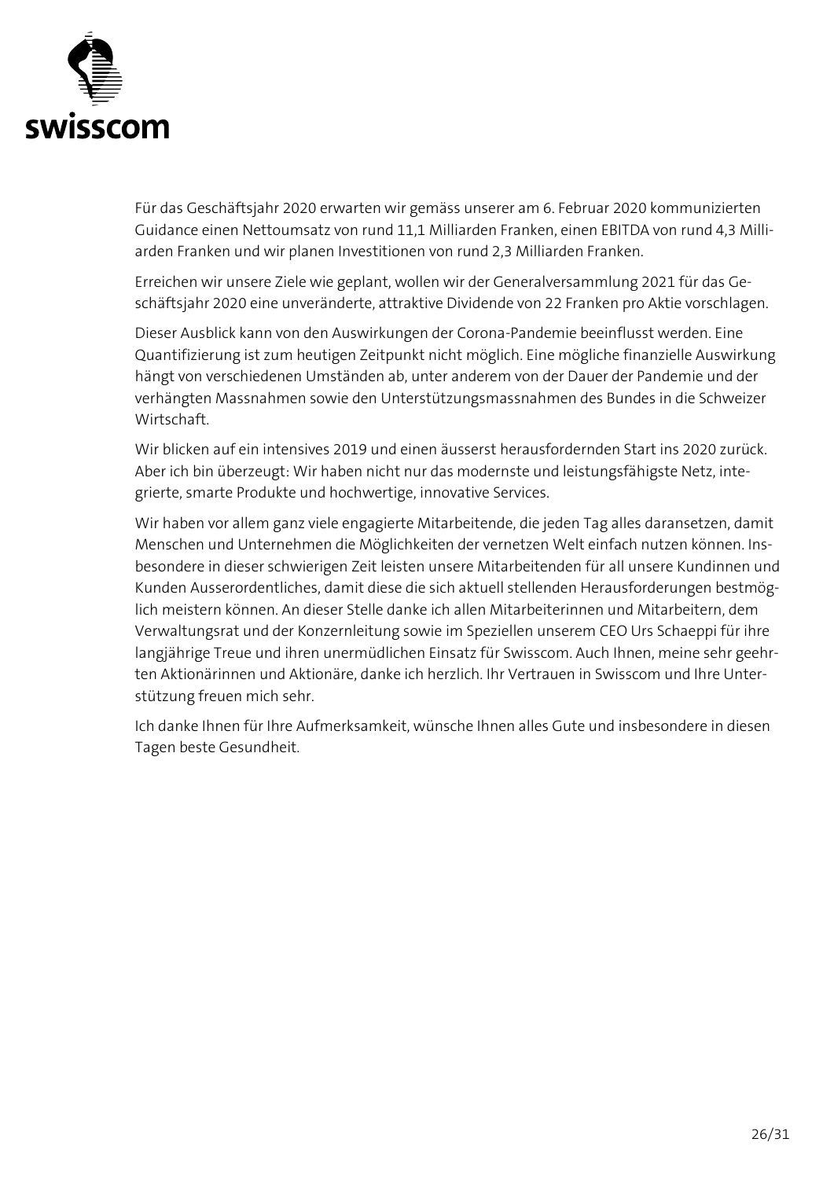Für das Geschäftsjahr 2020 erwarten wir gemäss unserer am 6. Februar 2020 kommunizierten Guidance einen Nettoumsatz von rund 11,1 Milliarden Franken, einen EBITDA von rund 4,3 Milliarden Franken und wir planen Investitionen von rund 2,3 Milliarden Franken.

Erreichen wir unsere Ziele wie geplant, wollen wir der Generalversammlung 2021 für das Geschäftsjahr 2020 eine unveränderte, attraktive Dividende von 22 Franken pro Aktie vorschlagen.

Dieser Ausblick kann von den Auswirkungen der Corona-Pandemie beeinflusst werden. Eine Quantifizierung ist zum heutigen Zeitpunkt nicht möglich. Eine mögliche finanzielle Auswirkung hängt von verschiedenen Umständen ab, unter anderem von der Dauer der Pandemie und der verhängten Massnahmen sowie den Unterstützungsmassnahmen des Bundes in die Schweizer Wirtschaft.

Wir blicken auf ein intensives 2019 und einen äusserst herausfordernden Start ins 2020 zurück. Aber ich bin überzeugt: Wir haben nicht nur das modernste und leistungsfähigste Netz, integrierte, smarte Produkte und hochwertige, innovative Services.

Wir haben vor allem ganz viele engagierte Mitarbeitende, die jeden Tag alles daransetzen, damit Menschen und Unternehmen die Möglichkeiten der vernetzen Welt einfach nutzen können. Insbesondere in dieser schwierigen Zeit leisten unsere Mitarbeitenden für all unsere Kundinnen und Kunden Ausserordentliches, damit diese die sich aktuell stellenden Herausforderungen bestmöglich meistern können. An dieser Stelle danke ich allen Mitarbeiterinnen und Mitarbeitern, dem Verwaltungsrat und der Konzernleitung sowie im Speziellen unserem CEO Urs Schaeppi für ihre langjährige Treue und ihren unermüdlichen Einsatz für Swisscom. Auch Ihnen, meine sehr geehrten Aktionärinnen und Aktionäre, danke ich herzlich. Ihr Vertrauen in Swisscom und Ihre Unterstützung freuen mich sehr.

Ich danke Ihnen für Ihre Aufmerksamkeit, wünsche Ihnen alles Gute und insbesondere in diesen Tagen beste Gesundheit.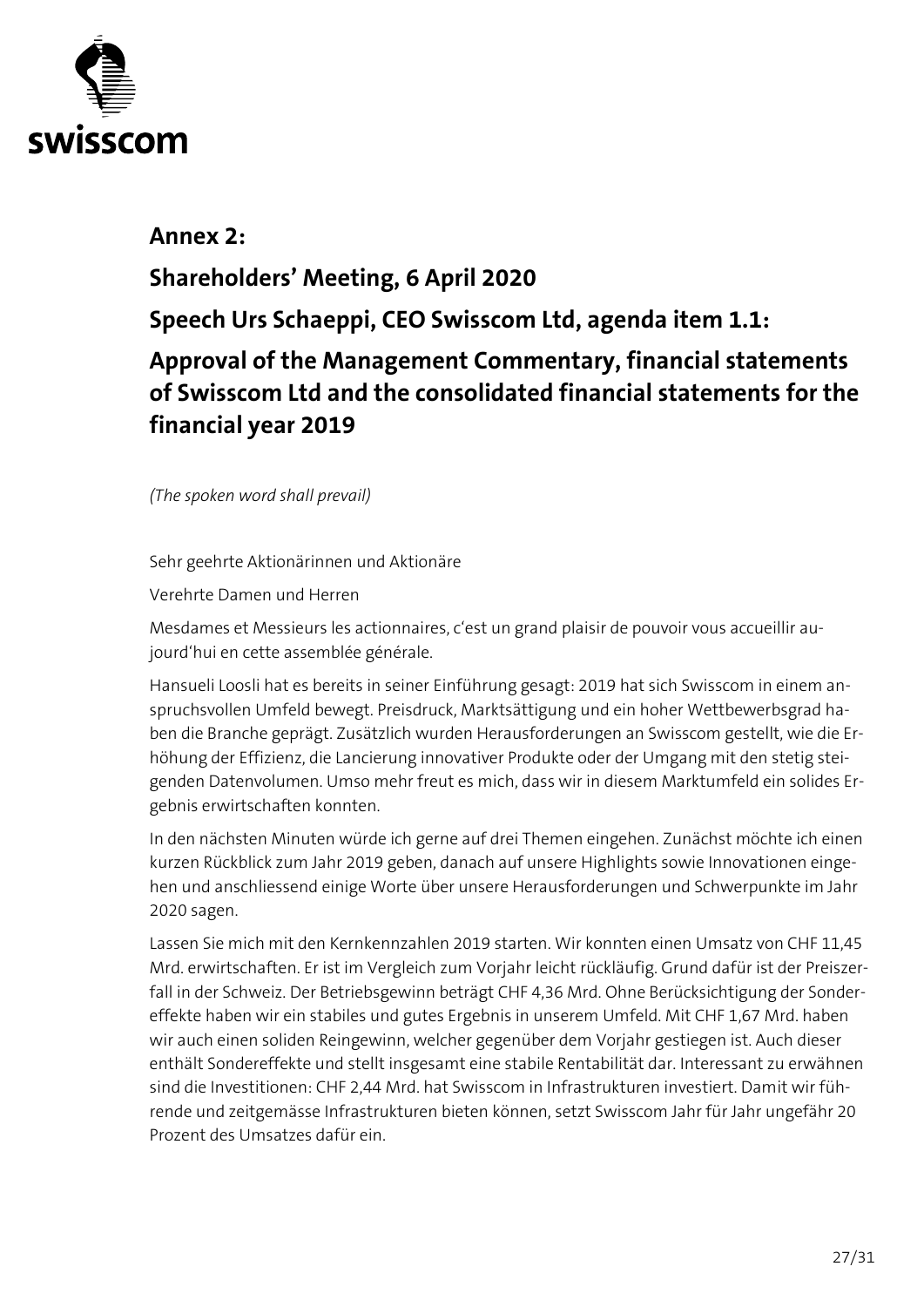## Annex 2:

## Shareholders' Meeting, 6 April 2020

## Speech Urs Schaeppi, CEO Swisscom Ltd, agenda item 1.1:

## Approval of the Management Commentary, financial statements of Swisscom Ltd and the consolidated financial statements for the financial year 2019

*(The spoken word shall prevail)*

Sehr geehrte Aktionärinnen und Aktionäre

Verehrte Damen und Herren

Mesdames et Messieurs les actionnaires, c'est un grand plaisir de pouvoir vous accueillir aujourd'hui en cette assemblée générale.

Hansueli Loosli hat es bereits in seiner Einführung gesagt: 2019 hat sich Swisscom in einem anspruchsvollen Umfeld bewegt. Preisdruck, Marktsättigung und ein hoher Wettbewerbsgrad haben die Branche geprägt. Zusätzlich wurden Herausforderungen an Swisscom gestellt, wie die Erhöhung der Effizienz, die Lancierung innovativer Produkte oder der Umgang mit den stetig steigenden Datenvolumen. Umso mehr freut es mich, dass wir in diesem Marktumfeld ein solides Ergebnis erwirtschaften konnten.

In den nächsten Minuten würde ich gerne auf drei Themen eingehen. Zunächst möchte ich einen kurzen Rückblick zum Jahr 2019 geben, danach auf unsere Highlights sowie Innovationen eingehen und anschliessend einige Worte über unsere Herausforderungen und Schwerpunkte im Jahr 2020 sagen.

Lassen Sie mich mit den Kernkennzahlen 2019 starten. Wir konnten einen Umsatz von CHF 11,45 Mrd. erwirtschaften. Er ist im Vergleich zum Vorjahr leicht rückläufig. Grund dafür ist der Preiszerfall in der Schweiz. Der Betriebsgewinn beträgt CHF 4,36 Mrd. Ohne Berücksichtigung der Sondereffekte haben wir ein stabiles und gutes Ergebnis in unserem Umfeld. Mit CHF 1,67 Mrd. haben wir auch einen soliden Reingewinn, welcher gegenüber dem Vorjahr gestiegen ist. Auch dieser enthält Sondereffekte und stellt insgesamt eine stabile Rentabilität dar. Interessant zu erwähnen sind die Investitionen: CHF 2,44 Mrd. hat Swisscom in Infrastrukturen investiert. Damit wir führende und zeitgemässe Infrastrukturen bieten können, setzt Swisscom Jahr für Jahr ungefähr 20 Prozent des Umsatzes dafür ein.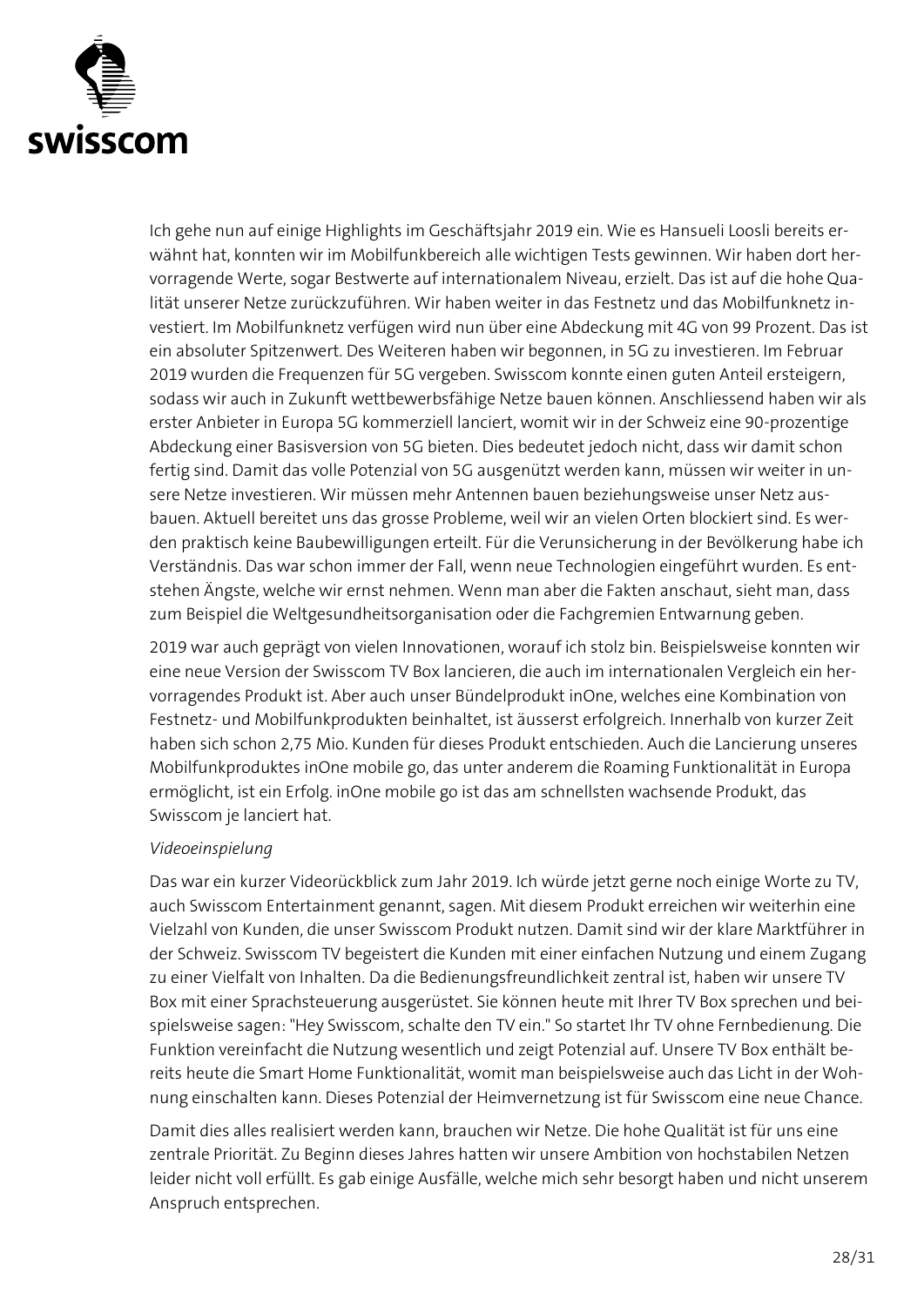Ich gehe nun auf einige Highlights im Geschäftsjahr 2019 ein. Wie es Hansueli Loosli bereits erwähnt hat, konnten wir im Mobilfunkbereich alle wichtigen Tests gewinnen. Wir haben dort hervorragende Werte, sogar Bestwerte auf internationalem Niveau, erzielt. Das ist auf die hohe Qualität unserer Netze zurückzuführen. Wir haben weiter in das Festnetz und das Mobilfunknetz investiert. Im Mobilfunknetz verfügen wird nun über eine Abdeckung mit 4G von 99 Prozent. Das ist ein absoluter Spitzenwert. Des Weiteren haben wir begonnen, in 5G zu investieren. Im Februar 2019 wurden die Frequenzen für 5G vergeben. Swisscom konnte einen guten Anteil ersteigern, sodass wir auch in Zukunft wettbewerbsfähige Netze bauen können. Anschliessend haben wir als erster Anbieter in Europa 5G kommerziell lanciert, womit wir in der Schweiz eine 90-prozentige Abdeckung einer Basisversion von 5G bieten. Dies bedeutet jedoch nicht, dass wir damit schon fertig sind. Damit das volle Potenzial von 5G ausgenützt werden kann, müssen wir weiter in unsere Netze investieren. Wir müssen mehr Antennen bauen beziehungsweise unser Netz ausbauen. Aktuell bereitet uns das grosse Probleme, weil wir an vielen Orten blockiert sind. Es werden praktisch keine Baubewilligungen erteilt. Für die Verunsicherung in der Bevölkerung habe ich Verständnis. Das war schon immer der Fall, wenn neue Technologien eingeführt wurden. Es entstehen Ängste, welche wir ernst nehmen. Wenn man aber die Fakten anschaut, sieht man, dass zum Beispiel die Weltgesundheitsorganisation oder die Fachgremien Entwarnung geben.

2019 war auch geprägt von vielen Innovationen, worauf ich stolz bin. Beispielsweise konnten wir eine neue Version der Swisscom TV Box lancieren, die auch im internationalen Vergleich ein hervorragendes Produkt ist. Aber auch unser Bündelprodukt inOne, welches eine Kombination von Festnetz- und Mobilfunkprodukten beinhaltet, ist äusserst erfolgreich. Innerhalb von kurzer Zeit haben sich schon 2,75 Mio. Kunden für dieses Produkt entschieden. Auch die Lancierung unseres Mobilfunkproduktes inOne mobile go, das unter anderem die Roaming Funktionalität in Europa ermöglicht, ist ein Erfolg. inOne mobile go ist das am schnellsten wachsende Produkt, das Swisscom je lanciert hat.

*Videoeinspielung*

Das war ein kurzer Videorückblick zum Jahr 2019. Ich würde jetzt gerne noch einige Worte zu TV, auch Swisscom Entertainment genannt, sagen. Mit diesem Produkt erreichen wir weiterhin eine Vielzahl von Kunden, die unser Swisscom Produkt nutzen. Damit sind wir der klare Marktführer in der Schweiz. Swisscom TV begeistert die Kunden mit einer einfachen Nutzung und einem Zugang zu einer Vielfalt von Inhalten. Da die Bedienungsfreundlichkeit zentral ist, haben wir unsere TV Box mit einer Sprachsteuerung ausgerüstet. Sie können heute mit Ihrer TV Box sprechen und beispielsweise sagen: "Hey Swisscom, schalte den TV ein." So startet Ihr TV ohne Fernbedienung. Die Funktion vereinfacht die Nutzung wesentlich und zeigt Potenzial auf. Unsere TV Box enthält bereits heute die Smart Home Funktionalität, womit man beispielsweise auch das Licht in der Wohnung einschalten kann. Dieses Potenzial der Heimvernetzung ist für Swisscom eine neue Chance.

Damit dies alles realisiert werden kann, brauchen wir Netze. Die hohe Qualität ist für uns eine zentrale Priorität. Zu Beginn dieses Jahres hatten wir unsere Ambition von hochstabilen Netzen leider nicht voll erfüllt. Es gab einige Ausfälle, welche mich sehr besorgt haben und nicht unserem Anspruch entsprechen.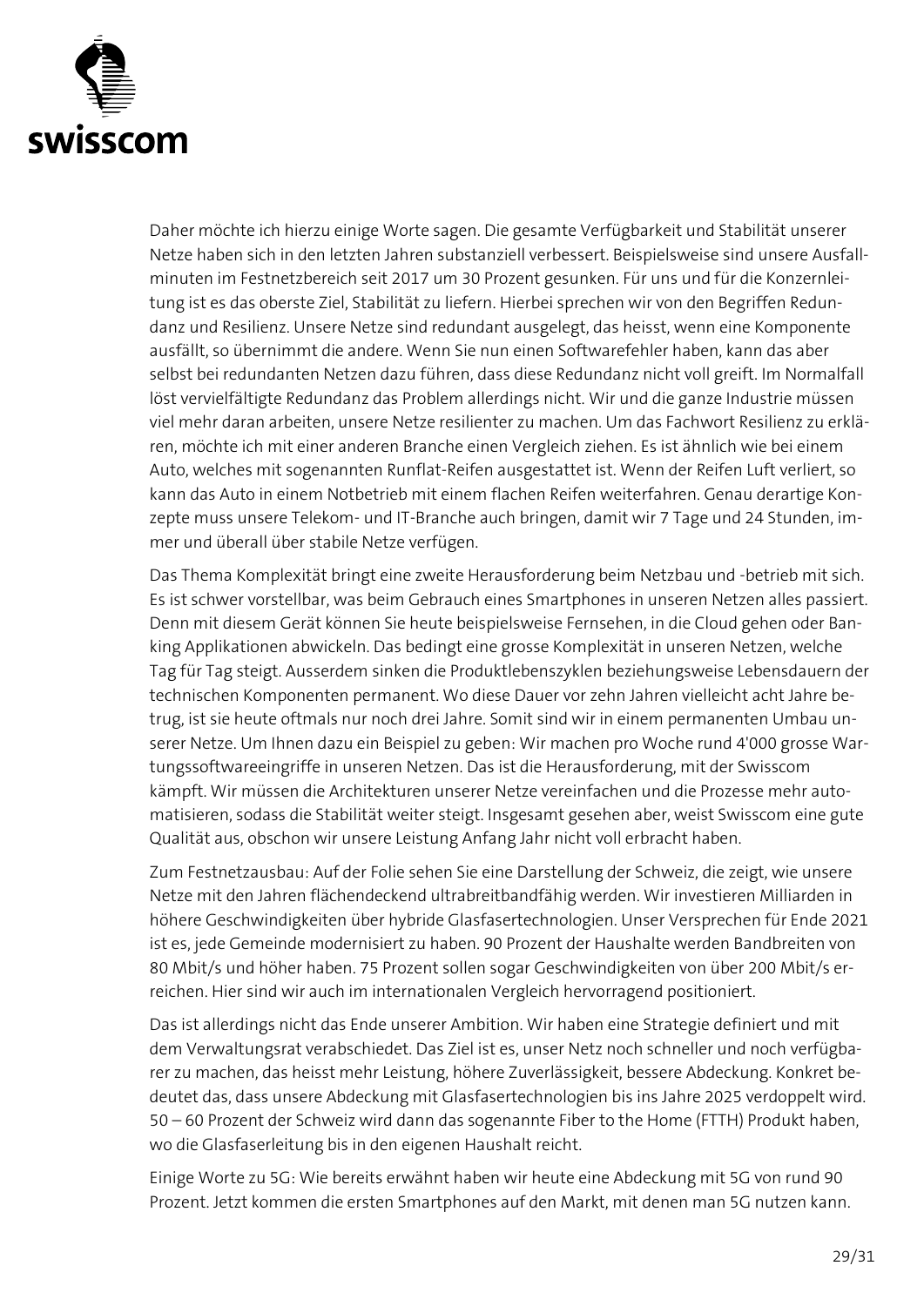Daher möchte ich hierzu einige Worte sagen. Die gesamte Verfügbarkeit und Stabilität unserer Netze haben sich in den letzten Jahren substanziell verbessert. Beispielsweise sind unsere Ausfallminuten im Festnetzbereich seit 2017 um 30 Prozent gesunken. Für uns und für die Konzernleitung ist es das oberste Ziel, Stabilität zu liefern. Hierbei sprechen wir von den Begriffen Redundanz und Resilienz. Unsere Netze sind redundant ausgelegt, das heisst, wenn eine Komponente ausfällt, so übernimmt die andere. Wenn Sie nun einen Softwarefehler haben, kann das aber selbst bei redundanten Netzen dazu führen, dass diese Redundanz nicht voll greift. Im Normalfall löst vervielfältigte Redundanz das Problem allerdings nicht. Wir und die ganze Industrie müssen viel mehr daran arbeiten, unsere Netze resilienter zu machen. Um das Fachwort Resilienz zu erklären, möchte ich mit einer anderen Branche einen Vergleich ziehen. Es ist ähnlich wie bei einem Auto, welches mit sogenannten Runflat-Reifen ausgestattet ist. Wenn der Reifen Luft verliert, so kann das Auto in einem Notbetrieb mit einem flachen Reifen weiterfahren. Genau derartige Konzepte muss unsere Telekom- und IT-Branche auch bringen, damit wir 7 Tage und 24 Stunden, immer und überall über stabile Netze verfügen.

Das Thema Komplexität bringt eine zweite Herausforderung beim Netzbau und -betrieb mit sich. Es ist schwer vorstellbar, was beim Gebrauch eines Smartphones in unseren Netzen alles passiert. Denn mit diesem Gerät können Sie heute beispielsweise Fernsehen, in die Cloud gehen oder Banking Applikationen abwickeln. Das bedingt eine grosse Komplexität in unseren Netzen, welche Tag für Tag steigt. Ausserdem sinken die Produktlebenszyklen beziehungsweise Lebensdauern der technischen Komponenten permanent. Wo diese Dauer vor zehn Jahren vielleicht acht Jahre betrug, ist sie heute oftmals nur noch drei Jahre. Somit sind wir in einem permanenten Umbau unserer Netze. Um Ihnen dazu ein Beispiel zu geben: Wir machen pro Woche rund 4'000 grosse Wartungssoftwareeingriffe in unseren Netzen. Das ist die Herausforderung, mit der Swisscom kämpft. Wir müssen die Architekturen unserer Netze vereinfachen und die Prozesse mehr automatisieren, sodass die Stabilität weiter steigt. Insgesamt gesehen aber, weist Swisscom eine gute Qualität aus, obschon wir unsere Leistung Anfang Jahr nicht voll erbracht haben.

Zum Festnetzausbau: Auf der Folie sehen Sie eine Darstellung der Schweiz, die zeigt, wie unsere Netze mit den Jahren flächendeckend ultrabreitbandfähig werden. Wir investieren Milliarden in höhere Geschwindigkeiten über hybride Glasfasertechnologien. Unser Versprechen für Ende 2021 ist es, jede Gemeinde modernisiert zu haben. 90 Prozent der Haushalte werden Bandbreiten von 80 Mbit/s und höher haben. 75 Prozent sollen sogar Geschwindigkeiten von über 200 Mbit/s erreichen. Hier sind wir auch im internationalen Vergleich hervorragend positioniert.

Das ist allerdings nicht das Ende unserer Ambition. Wir haben eine Strategie definiert und mit dem Verwaltungsrat verabschiedet. Das Ziel ist es, unser Netz noch schneller und noch verfügbarer zu machen, das heisst mehr Leistung, höhere Zuverlässigkeit, bessere Abdeckung. Konkret bedeutet das, dass unsere Abdeckung mit Glasfasertechnologien bis ins Jahre 2025 verdoppelt wird. 50 – 60 Prozent der Schweiz wird dann das sogenannte Fiber to the Home (FTTH) Produkt haben, wo die Glasfaserleitung bis in den eigenen Haushalt reicht.

Einige Worte zu 5G: Wie bereits erwähnt haben wir heute eine Abdeckung mit 5G von rund 90 Prozent. Jetzt kommen die ersten Smartphones auf den Markt, mit denen man 5G nutzen kann.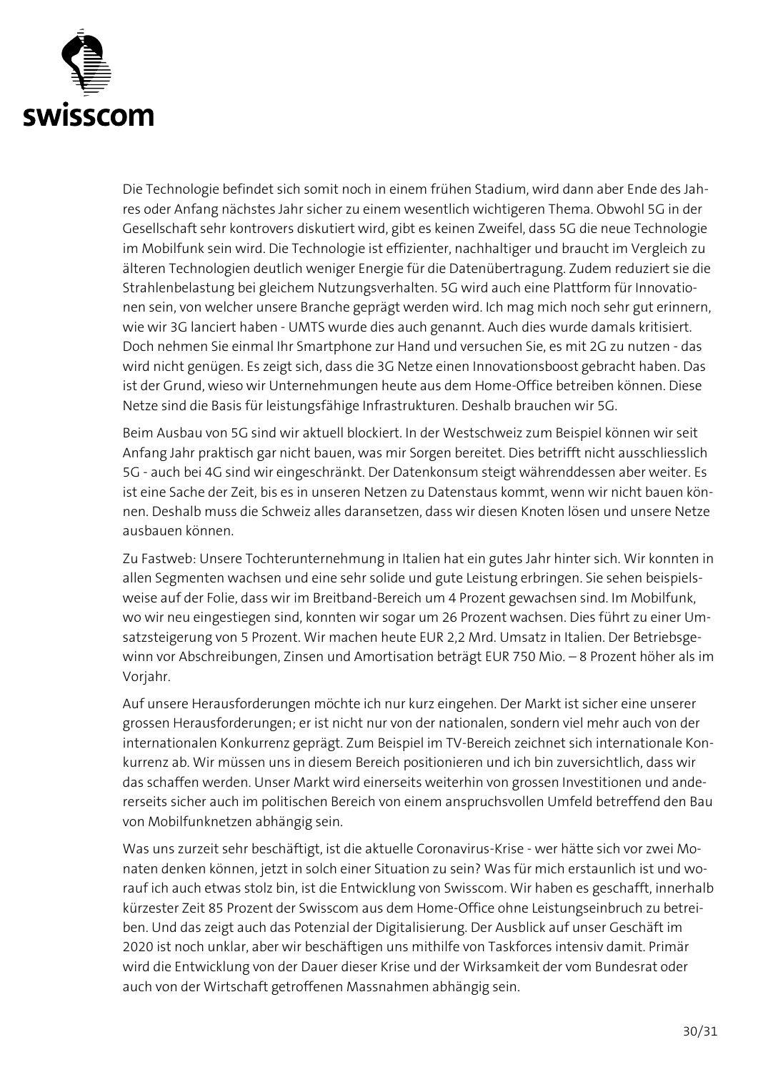Die Technologie befindet sich somit noch in einem frühen Stadium, wird dann aber Ende des Jahres oder Anfang nächstes Jahr sicher zu einem wesentlich wichtigeren Thema. Obwohl 5G in der Gesellschaft sehr kontrovers diskutiert wird, gibt es keinen Zweifel, dass 5G die neue Technologie im Mobilfunk sein wird. Die Technologie ist effizienter, nachhaltiger und braucht im Vergleich zu älteren Technologien deutlich weniger Energie für die Datenübertragung. Zudem reduziert sie die Strahlenbelastung bei gleichem Nutzungsverhalten. 5G wird auch eine Plattform für Innovationen sein, von welcher unsere Branche geprägt werden wird. Ich mag mich noch sehr gut erinnern, wie wir 3G lanciert haben - UMTS wurde dies auch genannt. Auch dies wurde damals kritisiert. Doch nehmen Sie einmal Ihr Smartphone zur Hand und versuchen Sie, es mit 2G zu nutzen - das wird nicht genügen. Es zeigt sich, dass die 3G Netze einen Innovationsboost gebracht haben. Das ist der Grund, wieso wir Unternehmungen heute aus dem Home-Office betreiben können. Diese Netze sind die Basis für leistungsfähige Infrastrukturen. Deshalb brauchen wir 5G.

Beim Ausbau von 5G sind wir aktuell blockiert. In der Westschweiz zum Beispiel können wir seit Anfang Jahr praktisch gar nicht bauen, was mir Sorgen bereitet. Dies betrifft nicht ausschliesslich 5G - auch bei 4G sind wir eingeschränkt. Der Datenkonsum steigt währenddessen aber weiter. Es ist eine Sache der Zeit, bis es in unseren Netzen zu Datenstaus kommt, wenn wir nicht bauen können. Deshalb muss die Schweiz alles daransetzen, dass wir diesen Knoten lösen und unsere Netze ausbauen können.

Zu Fastweb: Unsere Tochterunternehmung in Italien hat ein gutes Jahr hinter sich. Wir konnten in allen Segmenten wachsen und eine sehr solide und gute Leistung erbringen. Sie sehen beispielsweise auf der Folie, dass wir im Breitband-Bereich um 4 Prozent gewachsen sind. Im Mobilfunk, wo wir neu eingestiegen sind, konnten wir sogar um 26 Prozent wachsen. Dies führt zu einer Umsatzsteigerung von 5 Prozent. Wir machen heute EUR 2,2 Mrd. Umsatz in Italien. Der Betriebsgewinn vor Abschreibungen, Zinsen und Amortisation beträgt EUR 750 Mio. – 8 Prozent höher als im Vorjahr.

Auf unsere Herausforderungen möchte ich nur kurz eingehen. Der Markt ist sicher eine unserer grossen Herausforderungen; er ist nicht nur von der nationalen, sondern viel mehr auch von der internationalen Konkurrenz geprägt. Zum Beispiel im TV-Bereich zeichnet sich internationale Konkurrenz ab. Wir müssen uns in diesem Bereich positionieren und ich bin zuversichtlich, dass wir das schaffen werden. Unser Markt wird einerseits weiterhin von grossen Investitionen und andererseits sicher auch im politischen Bereich von einem anspruchsvollen Umfeld betreffend den Bau von Mobilfunknetzen abhängig sein.

Was uns zurzeit sehr beschäftigt, ist die aktuelle Coronavirus-Krise - wer hätte sich vor zwei Monaten denken können, jetzt in solch einer Situation zu sein? Was für mich erstaunlich ist und worauf ich auch etwas stolz bin, ist die Entwicklung von Swisscom. Wir haben es geschafft, innerhalb kürzester Zeit 85 Prozent der Swisscom aus dem Home-Office ohne Leistungseinbruch zu betreiben. Und das zeigt auch das Potenzial der Digitalisierung. Der Ausblick auf unser Geschäft im 2020 ist noch unklar, aber wir beschäftigen uns mithilfe von Taskforces intensiv damit. Primär wird die Entwicklung von der Dauer dieser Krise und der Wirksamkeit der vom Bundesrat oder auch von der Wirtschaft getroffenen Massnahmen abhängig sein.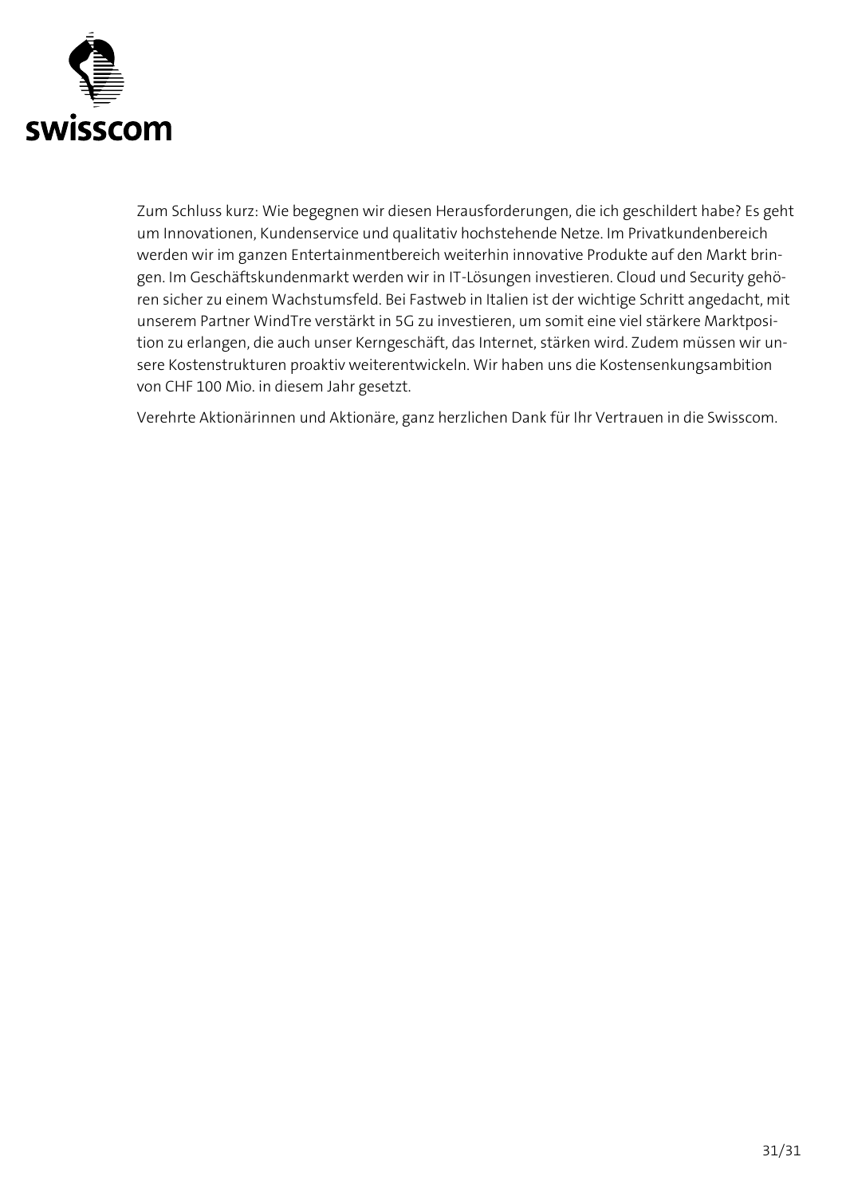Zum Schluss kurz: Wie begegnen wir diesen Herausforderungen, die ich geschildert habe? Es geht um Innovationen, Kundenservice und qualitativ hochstehende Netze. Im Privatkundenbereich werden wir im ganzen Entertainmentbereich weiterhin innovative Produkte auf den Markt bringen. Im Geschäftskundenmarkt werden wir in IT-Lösungen investieren. Cloud und Security gehören sicher zu einem Wachstumsfeld. Bei Fastweb in Italien ist der wichtige Schritt angedacht, mit unserem Partner WindTre verstärkt in 5G zu investieren, um somit eine viel stärkere Marktposition zu erlangen, die auch unser Kerngeschäft, das Internet, stärken wird. Zudem müssen wir unsere Kostenstrukturen proaktiv weiterentwickeln. Wir haben uns die Kostensenkungsambition von CHF 100 Mio. in diesem Jahr gesetzt.

Verehrte Aktionärinnen und Aktionäre, ganz herzlichen Dank für Ihr Vertrauen in die Swisscom.